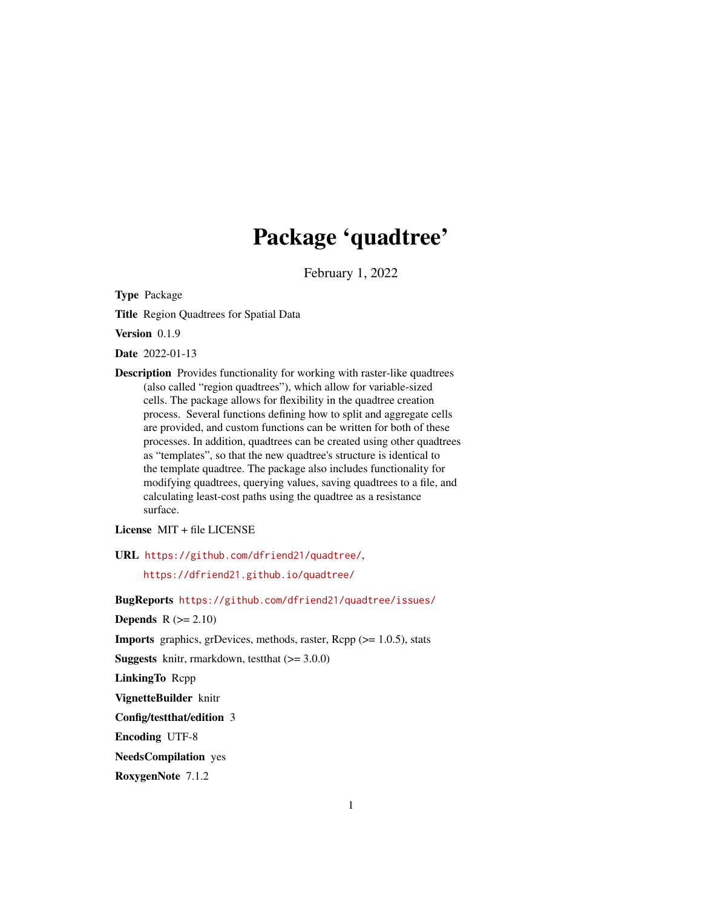# Package 'quadtree'

February 1, 2022

**Type** Package

**Title** Region Quadtrees for Spatial Data

**Version** 0.1.9

**Date** 2022-01-13

**Description** Provides functionality for working with raster-like quadtrees (also called "region quadtrees"), which allow for variable-sized cells. The package allows for flexibility in the quadtree creation process. Several functions defining how to split and aggregate cells are provided, and custom functions can be written for both of these processes. In addition, quadtrees can be created using other quadtrees as "templates", so that the new quadtree's structure is identical to the template quadtree. The package also includes functionality for modifying quadtrees, querying values, saving quadtrees to a file, and calculating least-cost paths using the quadtree as a resistance surface.

**License** MIT + file LICENSE

**URL** https://github.com/dfriend21/quadtree/,
https://dfriend21.github.io/quadtree/

**BugReports** https://github.com/dfriend21/quadtree/issues/

**Depends** R (>= 2.10)

**Imports** graphics, grDevices, methods, raster, Rcpp (>= 1.0.5), stats

**Suggests** knitr, rmarkdown, testthat (>= 3.0.0)

**LinkingTo** Rcpp

**VignetteBuilder** knitr

**Config/testthat/edition** 3

**Encoding** UTF-8

**NeedsCompilation** yes

**RoxygenNote** 7.1.2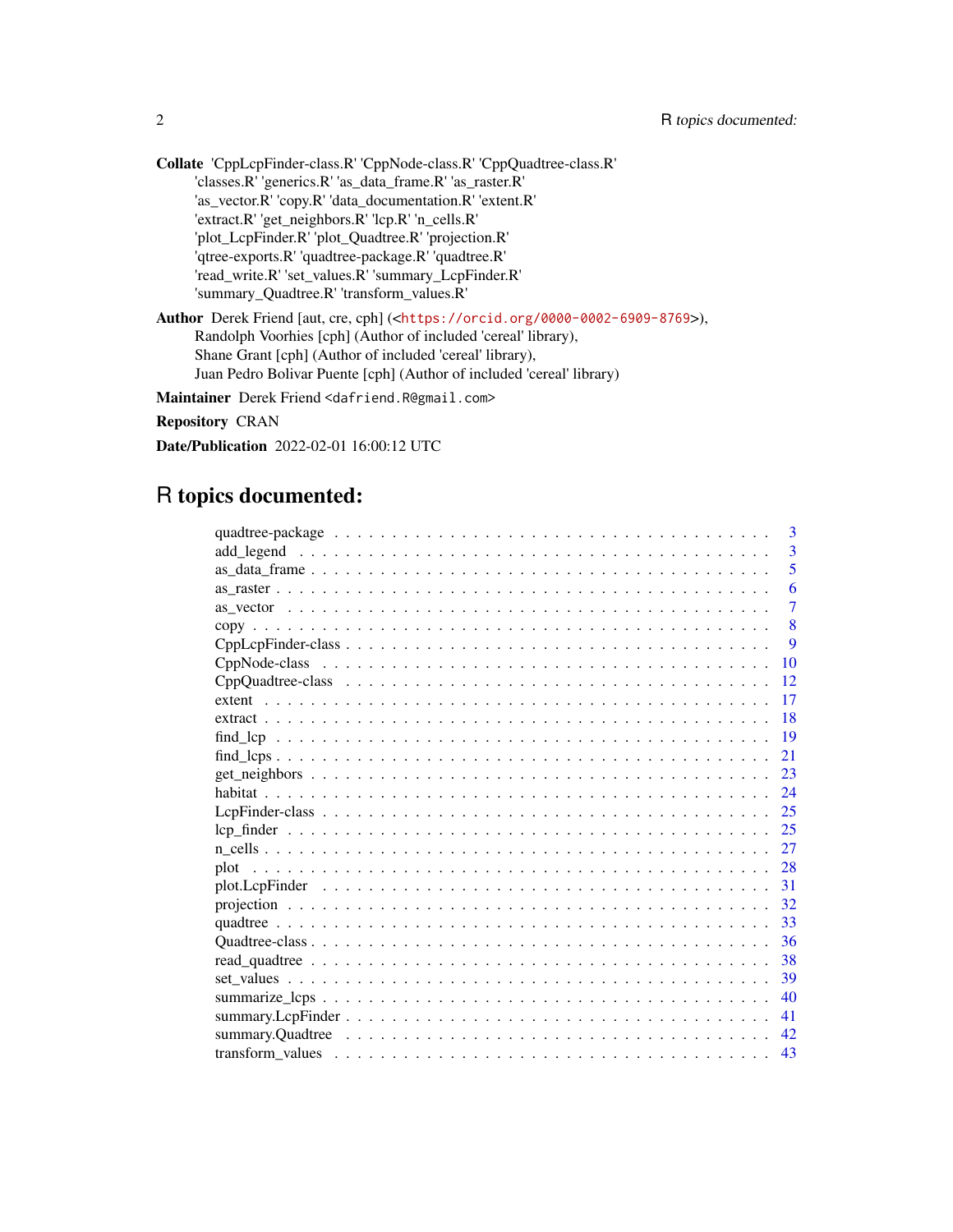**Collate** 'CppLcpFinder-class.R' 'CppNode-class.R' 'CppQuadtree-class.R' 'classes.R' 'generics.R' 'as_data_frame.R' 'as_raster.R' 'as_vector.R' 'copy.R' 'data_documentation.R' 'extent.R' 'extract.R' 'get_neighbors.R' 'lcp.R' 'n_cells.R' 'plot_LcpFinder.R' 'plot_Quadtree.R' 'projection.R' 'qtree-exports.R' 'quadtree-package.R' 'quadtree.R' 'read_write.R' 'set_values.R' 'summary_LcpFinder.R' 'summary_Quadtree.R' 'transform_values.R'

**Author** Derek Friend [aut, cre, cph] (<https://orcid.org/0000-0002-6909-8769>), Randolph Voorhies [cph] (Author of included 'cereal' library), Shane Grant [cph] (Author of included 'cereal' library), Juan Pedro Bolivar Puente [cph] (Author of included 'cereal' library)

**Maintainer** Derek Friend <dafriend.R@gmail.com>

**Repository** CRAN

**Date/Publication** 2022-02-01 16:00:12 UTC

# R topics documented:

| | |
|---|---|
| quadtree-package | 3 |
| add_legend | 3 |
| as_data_frame | 5 |
| as_raster | 6 |
| as_vector | 7 |
| copy | 8 |
| CppLcpFinder-class | 9 |
| CppNode-class | 10 |
| CppQuadtree-class | 12 |
| extent | 17 |
| extract | 18 |
| find_lcp | 19 |
| find_lcps | 21 |
| get_neighbors | 23 |
| habitat | 24 |
| LcpFinder-class | 25 |
| lcp_finder | 25 |
| n_cells | 27 |
| plot | 28 |
| plot.LcpFinder | 31 |
| projection | 32 |
| quadtree | 33 |
| Quadtree-class | 36 |
| read_quadtree | 38 |
| set_values | 39 |
| summarize_lcps | 40 |
| summary.LcpFinder | 41 |
| summary.Quadtree | 42 |
| transform_values | 43 |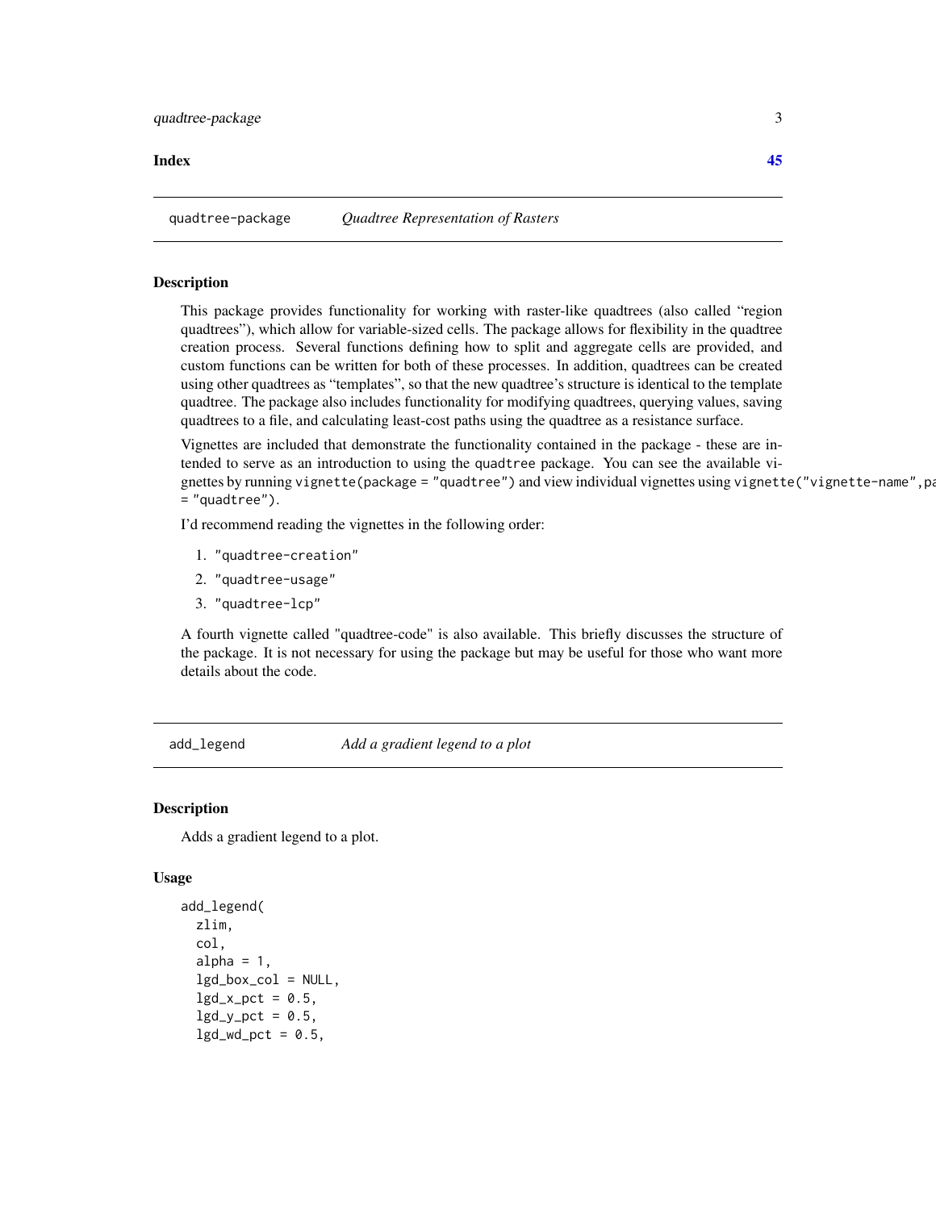**Index** **45**

## quadtree-package — *Quadtree Representation of Rasters*

### Description

This package provides functionality for working with raster-like quadtrees (also called "region quadtrees"), which allow for variable-sized cells. The package allows for flexibility in the quadtree creation process. Several functions defining how to split and aggregate cells are provided, and custom functions can be written for both of these processes. In addition, quadtrees can be created using other quadtrees as "templates", so that the new quadtree's structure is identical to the template quadtree. The package also includes functionality for modifying quadtrees, querying values, saving quadtrees to a file, and calculating least-cost paths using the quadtree as a resistance surface.

Vignettes are included that demonstrate the functionality contained in the package - these are intended to serve as an introduction to using the quadtree package. You can see the available vignettes by running `vignette(package = "quadtree")` and view individual vignettes using `vignette("vignette-name",package = "quadtree")`.

I'd recommend reading the vignettes in the following order:

1. "quadtree-creation"
2. "quadtree-usage"
3. "quadtree-lcp"

A fourth vignette called "quadtree-code" is also available. This briefly discusses the structure of the package. It is not necessary for using the package but may be useful for those who want more details about the code.

## add_legend — *Add a gradient legend to a plot*

### Description

Adds a gradient legend to a plot.

### Usage

```
add_legend(
  zlim,
  col,
  alpha = 1,
  lgd_box_col = NULL,
  lgd_x_pct = 0.5,
  lgd_y_pct = 0.5,
  lgd_wd_pct = 0.5,
```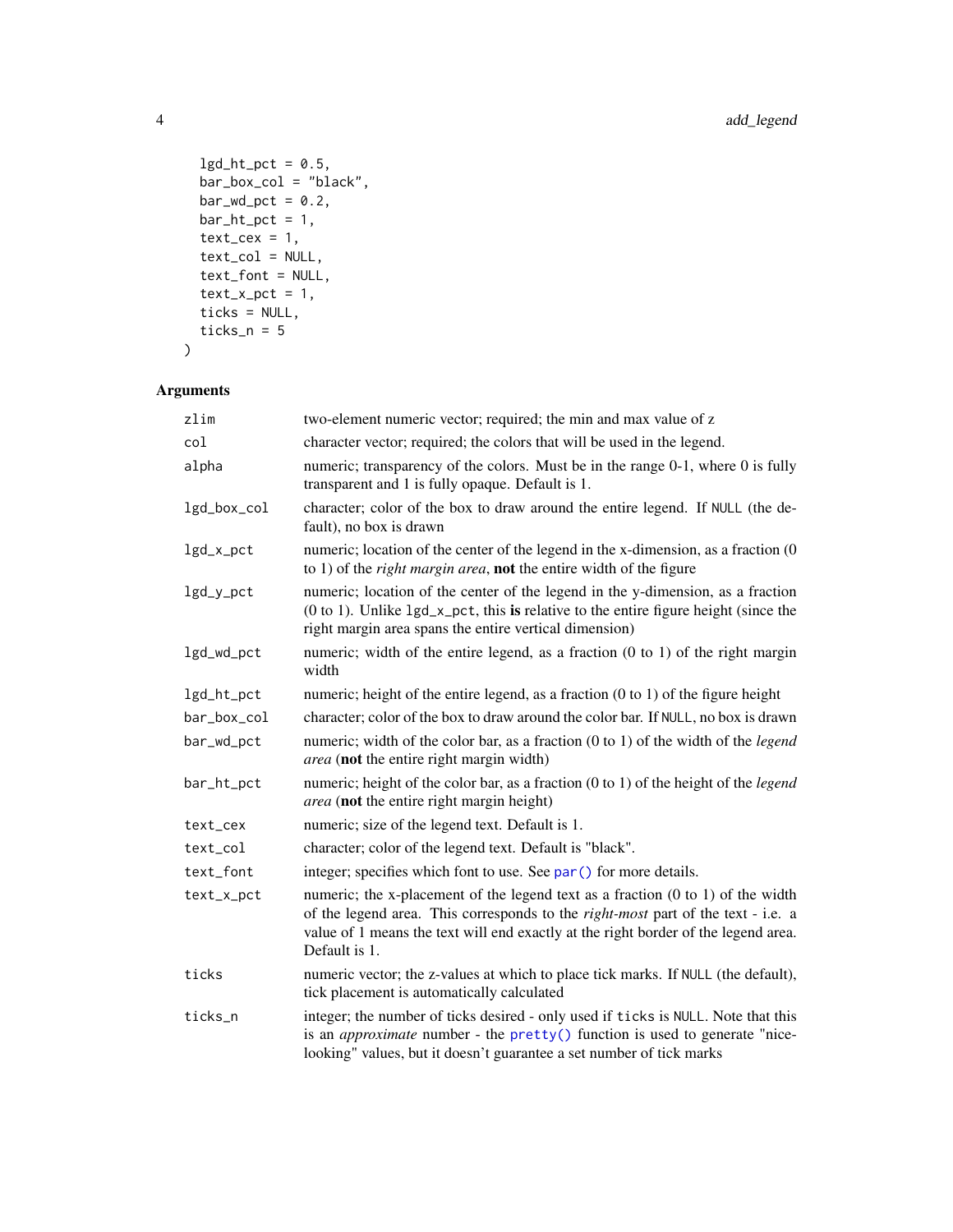```
  lgd_ht_pct = 0.5,
  bar_box_col = "black",
  bar_wd_pct = 0.2,
  bar_ht_pct = 1,
  text_cex = 1,
  text_col = NULL,
  text_font = NULL,
  text_x_pct = 1,
  ticks = NULL,
  ticks_n = 5
)
```

## Arguments

| | |
|---|---|
| `zlim` | two-element numeric vector; required; the min and max value of z |
| `col` | character vector; required; the colors that will be used in the legend. |
| `alpha` | numeric; transparency of the colors. Must be in the range 0-1, where 0 is fully transparent and 1 is fully opaque. Default is 1. |
| `lgd_box_col` | character; color of the box to draw around the entire legend. If `NULL` (the default), no box is drawn |
| `lgd_x_pct` | numeric; location of the center of the legend in the x-dimension, as a fraction (0 to 1) of the *right margin area*, **not** the entire width of the figure |
| `lgd_y_pct` | numeric; location of the center of the legend in the y-dimension, as a fraction (0 to 1). Unlike `lgd_x_pct`, this **is** relative to the entire figure height (since the right margin area spans the entire vertical dimension) |
| `lgd_wd_pct` | numeric; width of the entire legend, as a fraction (0 to 1) of the right margin width |
| `lgd_ht_pct` | numeric; height of the entire legend, as a fraction (0 to 1) of the figure height |
| `bar_box_col` | character; color of the box to draw around the color bar. If `NULL`, no box is drawn |
| `bar_wd_pct` | numeric; width of the color bar, as a fraction (0 to 1) of the width of the *legend area* (**not** the entire right margin width) |
| `bar_ht_pct` | numeric; height of the color bar, as a fraction (0 to 1) of the height of the *legend area* (**not** the entire right margin height) |
| `text_cex` | numeric; size of the legend text. Default is 1. |
| `text_col` | character; color of the legend text. Default is "black". |
| `text_font` | integer; specifies which font to use. See `par()` for more details. |
| `text_x_pct` | numeric; the x-placement of the legend text as a fraction (0 to 1) of the width of the legend area. This corresponds to the *right-most* part of the text - i.e. a value of 1 means the text will end exactly at the right border of the legend area. Default is 1. |
| `ticks` | numeric vector; the z-values at which to place tick marks. If `NULL` (the default), tick placement is automatically calculated |
| `ticks_n` | integer; the number of ticks desired - only used if `ticks` is `NULL`. Note that this is an *approximate* number - the `pretty()` function is used to generate "nice-looking" values, but it doesn't guarantee a set number of tick marks |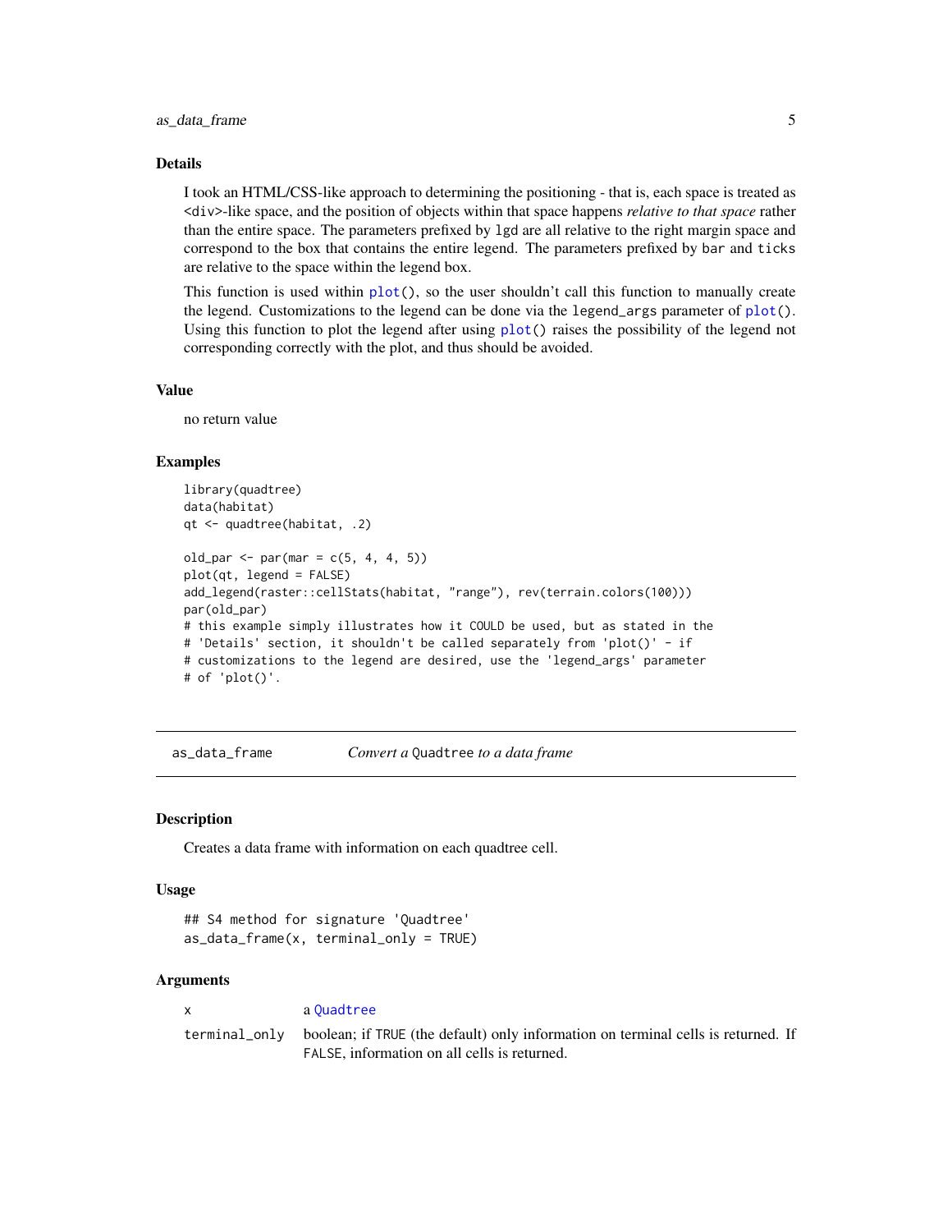### Details

I took an HTML/CSS-like approach to determining the positioning - that is, each space is treated as `<div>`-like space, and the position of objects within that space happens *relative to that space* rather than the entire space. The parameters prefixed by `lgd` are all relative to the right margin space and correspond to the box that contains the entire legend. The parameters prefixed by `bar` and `ticks` are relative to the space within the legend box.

This function is used within `plot()`, so the user shouldn't call this function to manually create the legend. Customizations to the legend can be done via the `legend_args` parameter of `plot()`. Using this function to plot the legend after using `plot()` raises the possibility of the legend not corresponding correctly with the plot, and thus should be avoided.

### Value

no return value

### Examples

```
library(quadtree)
data(habitat)
qt <- quadtree(habitat, .2)

old_par <- par(mar = c(5, 4, 4, 5))
plot(qt, legend = FALSE)
add_legend(raster::cellStats(habitat, "range"), rev(terrain.colors(100)))
par(old_par)
# this example simply illustrates how it COULD be used, but as stated in the
# 'Details' section, it shouldn't be called separately from 'plot()' - if
# customizations to the legend are desired, use the 'legend_args' parameter
# of 'plot()'.
```

---

## as_data_frame — *Convert a* `Quadtree` *to a data frame*

### Description

Creates a data frame with information on each quadtree cell.

### Usage

```
## S4 method for signature 'Quadtree'
as_data_frame(x, terminal_only = TRUE)
```

### Arguments

| | |
|---|---|
| `x` | a `Quadtree` |
| `terminal_only` | boolean; if `TRUE` (the default) only information on terminal cells is returned. If `FALSE`, information on all cells is returned. |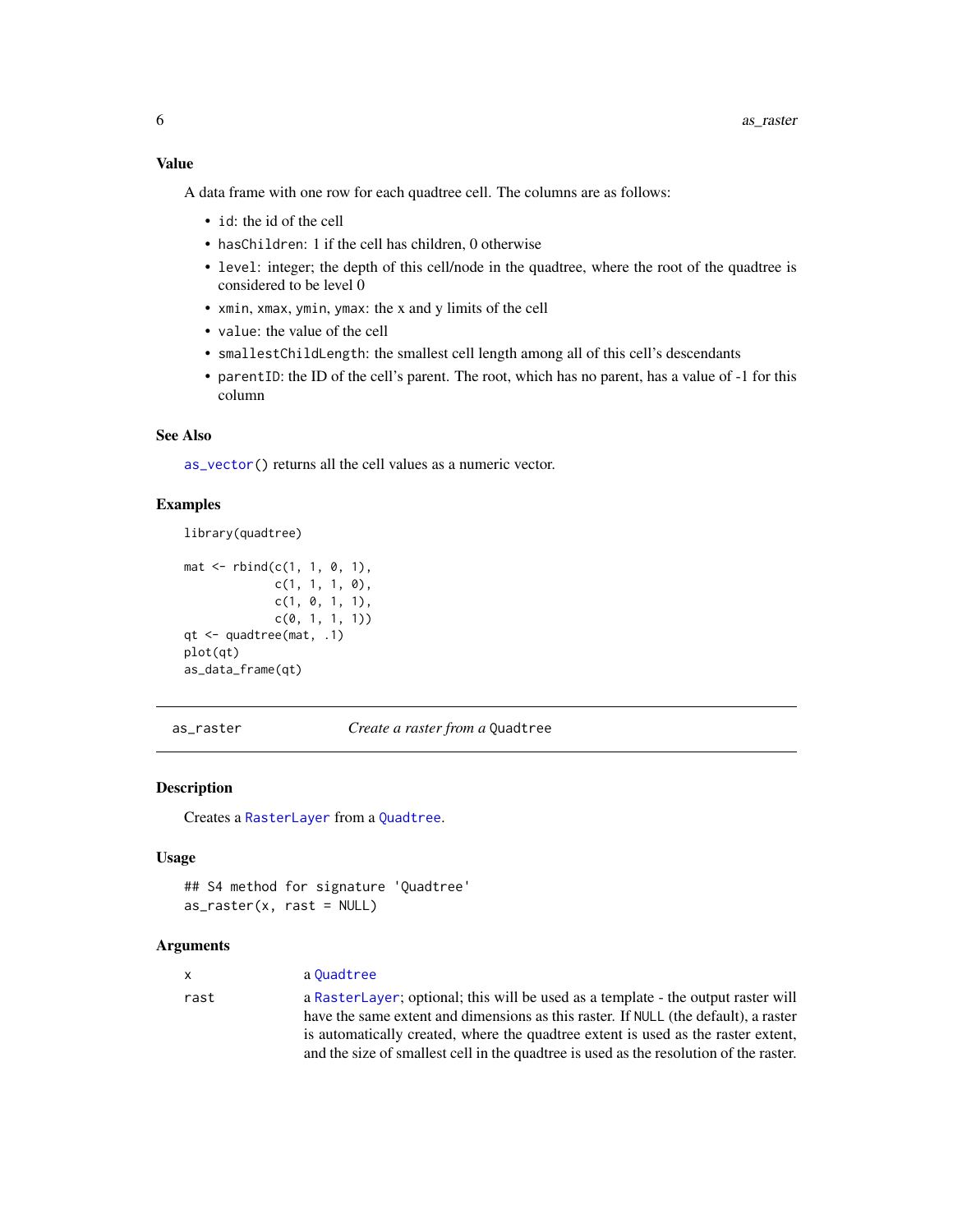### Value

A data frame with one row for each quadtree cell. The columns are as follows:

- `id`: the id of the cell
- `hasChildren`: 1 if the cell has children, 0 otherwise
- `level`: integer; the depth of this cell/node in the quadtree, where the root of the quadtree is considered to be level 0
- `xmin`, `xmax`, `ymin`, `ymax`: the x and y limits of the cell
- `value`: the value of the cell
- `smallestChildLength`: the smallest cell length among all of this cell's descendants
- `parentID`: the ID of the cell's parent. The root, which has no parent, has a value of -1 for this column

### See Also

`as_vector()` returns all the cell values as a numeric vector.

### Examples

```
library(quadtree)

mat <- rbind(c(1, 1, 0, 1),
             c(1, 1, 1, 0),
             c(1, 0, 1, 1),
             c(0, 1, 1, 1))
qt <- quadtree(mat, .1)
plot(qt)
as_data_frame(qt)
```

---

## as_raster — *Create a raster from a* `Quadtree`

### Description

Creates a `RasterLayer` from a `Quadtree`.

### Usage

```
## S4 method for signature 'Quadtree'
as_raster(x, rast = NULL)
```

### Arguments

| | |
|---|---|
| `x` | a `Quadtree` |
| `rast` | a `RasterLayer`; optional; this will be used as a template - the output raster will have the same extent and dimensions as this raster. If `NULL` (the default), a raster is automatically created, where the quadtree extent is used as the raster extent, and the size of smallest cell in the quadtree is used as the resolution of the raster. |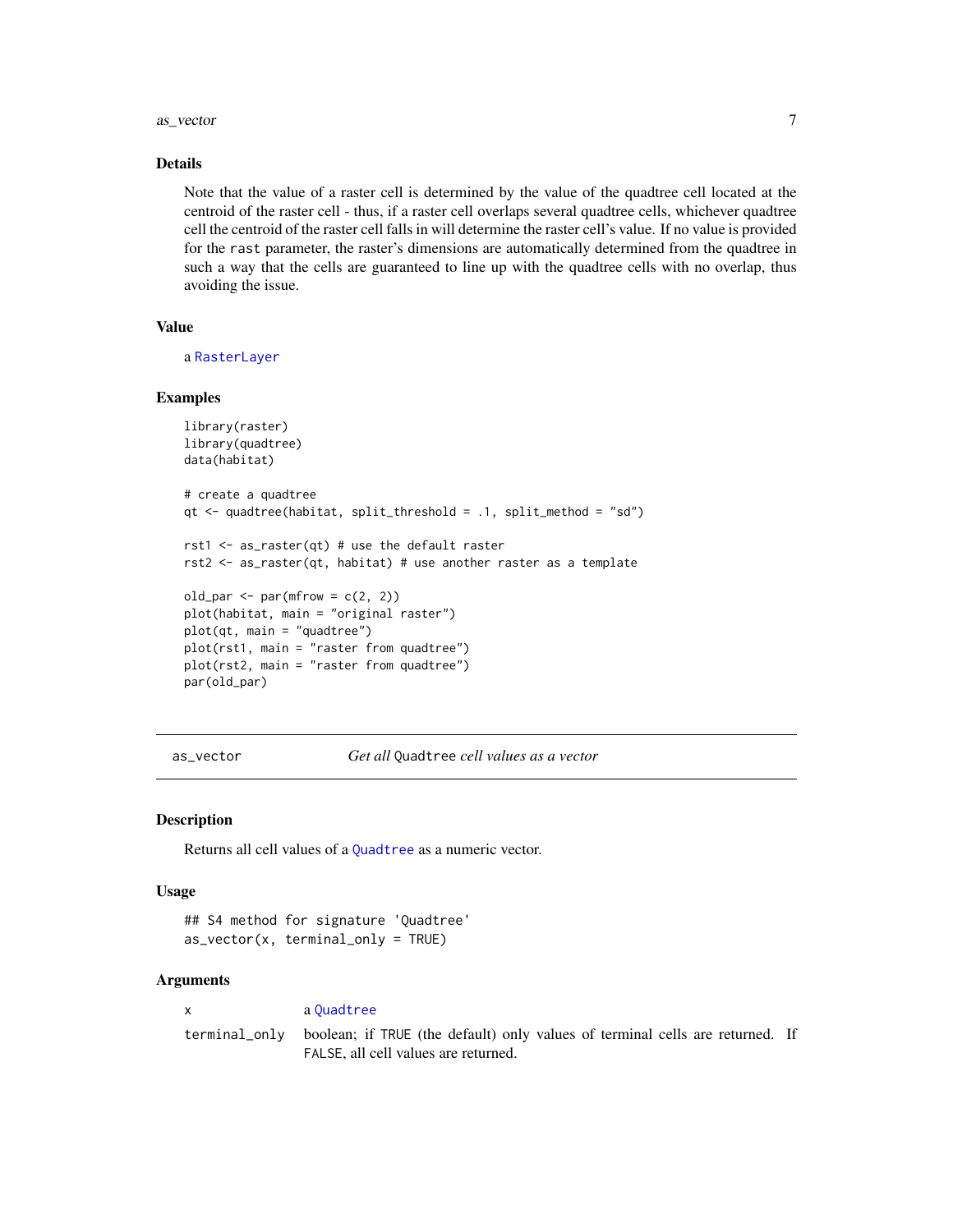### Details

Note that the value of a raster cell is determined by the value of the quadtree cell located at the centroid of the raster cell - thus, if a raster cell overlaps several quadtree cells, whichever quadtree cell the centroid of the raster cell falls in will determine the raster cell's value. If no value is provided for the `rast` parameter, the raster's dimensions are automatically determined from the quadtree in such a way that the cells are guaranteed to line up with the quadtree cells with no overlap, thus avoiding the issue.

### Value

a `RasterLayer`

### Examples

```
library(raster)
library(quadtree)
data(habitat)

# create a quadtree
qt <- quadtree(habitat, split_threshold = .1, split_method = "sd")

rst1 <- as_raster(qt) # use the default raster
rst2 <- as_raster(qt, habitat) # use another raster as a template

old_par <- par(mfrow = c(2, 2))
plot(habitat, main = "original raster")
plot(qt, main = "quadtree")
plot(rst1, main = "raster from quadtree")
plot(rst2, main = "raster from quadtree")
par(old_par)
```

## as_vector — *Get all* `Quadtree` *cell values as a vector*

### Description

Returns all cell values of a `Quadtree` as a numeric vector.

### Usage

```
## S4 method for signature 'Quadtree'
as_vector(x, terminal_only = TRUE)
```

### Arguments

| | |
|---|---|
| `x` | a `Quadtree` |
| `terminal_only` | boolean; if `TRUE` (the default) only values of terminal cells are returned. If `FALSE`, all cell values are returned. |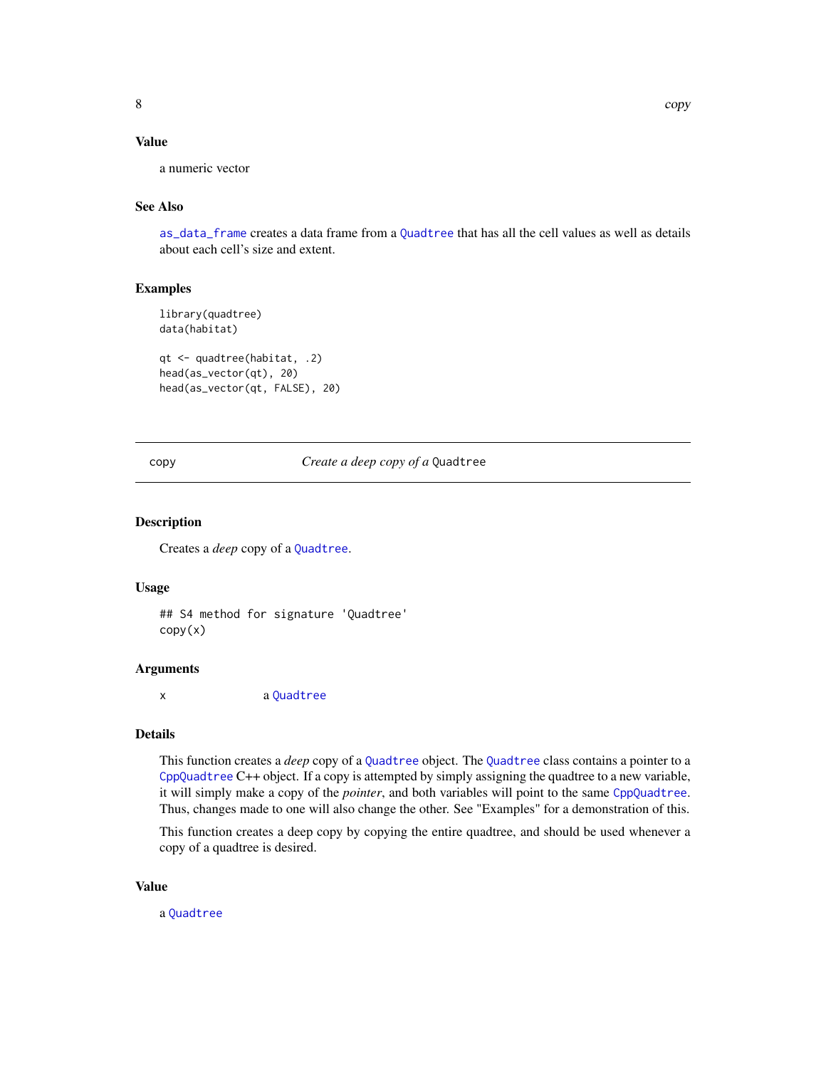### Value

a numeric vector

### See Also

`as_data_frame` creates a data frame from a `Quadtree` that has all the cell values as well as details about each cell's size and extent.

### Examples

```
library(quadtree)
data(habitat)

qt <- quadtree(habitat, .2)
head(as_vector(qt), 20)
head(as_vector(qt, FALSE), 20)
```

---

## copy — *Create a deep copy of a* `Quadtree`

### Description

Creates a *deep* copy of a `Quadtree`.

### Usage

```
## S4 method for signature 'Quadtree'
copy(x)
```

### Arguments

| | |
|---|---|
| x | a `Quadtree` |

### Details

This function creates a *deep* copy of a `Quadtree` object. The `Quadtree` class contains a pointer to a `CppQuadtree` C++ object. If a copy is attempted by simply assigning the quadtree to a new variable, it will simply make a copy of the *pointer*, and both variables will point to the same `CppQuadtree`. Thus, changes made to one will also change the other. See "Examples" for a demonstration of this.

This function creates a deep copy by copying the entire quadtree, and should be used whenever a copy of a quadtree is desired.

### Value

a `Quadtree`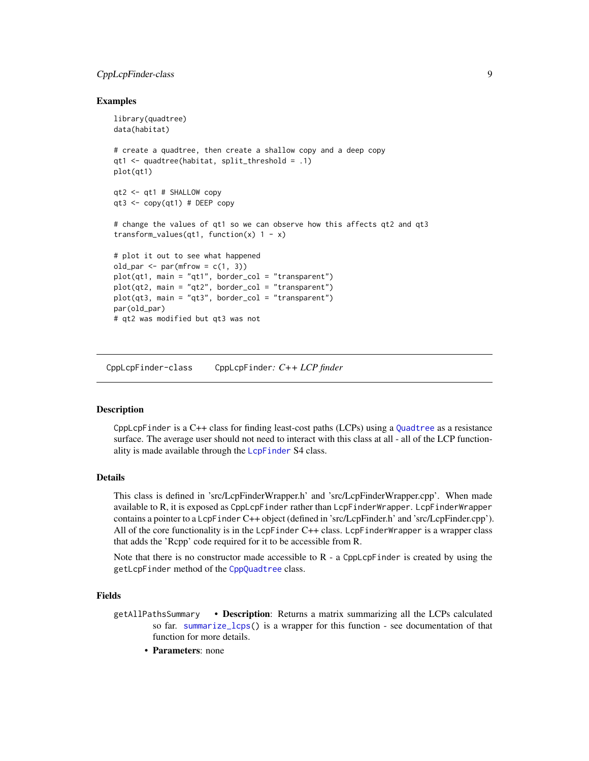### Examples

```
library(quadtree)
data(habitat)

# create a quadtree, then create a shallow copy and a deep copy
qt1 <- quadtree(habitat, split_threshold = .1)
plot(qt1)

qt2 <- qt1 # SHALLOW copy
qt3 <- copy(qt1) # DEEP copy

# change the values of qt1 so we can observe how this affects qt2 and qt3
transform_values(qt1, function(x) 1 - x)

# plot it out to see what happened
old_par <- par(mfrow = c(1, 3))
plot(qt1, main = "qt1", border_col = "transparent")
plot(qt2, main = "qt2", border_col = "transparent")
plot(qt3, main = "qt3", border_col = "transparent")
par(old_par)
# qt2 was modified but qt3 was not
```

---

## CppLcpFinder-class — CppLcpFinder: *C++ LCP finder*

### Description

`CppLcpFinder` is a C++ class for finding least-cost paths (LCPs) using a `Quadtree` as a resistance surface. The average user should not need to interact with this class at all - all of the LCP functionality is made available through the `LcpFinder` S4 class.

### Details

This class is defined in 'src/LcpFinderWrapper.h' and 'src/LcpFinderWrapper.cpp'. When made available to R, it is exposed as `CppLcpFinder` rather than `LcpFinderWrapper`. `LcpFinderWrapper` contains a pointer to a `LcpFinder` C++ object (defined in 'src/LcpFinder.h' and 'src/LcpFinder.cpp'). All of the core functionality is in the `LcpFinder` C++ class. `LcpFinderWrapper` is a wrapper class that adds the 'Rcpp' code required for it to be accessible from R.

Note that there is no constructor made accessible to R - a `CppLcpFinder` is created by using the `getLcpFinder` method of the `CppQuadtree` class.

### Fields

`getAllPathsSummary`
- **Description**: Returns a matrix summarizing all the LCPs calculated so far. `summarize_lcps()` is a wrapper for this function - see documentation of that function for more details.
- **Parameters**: none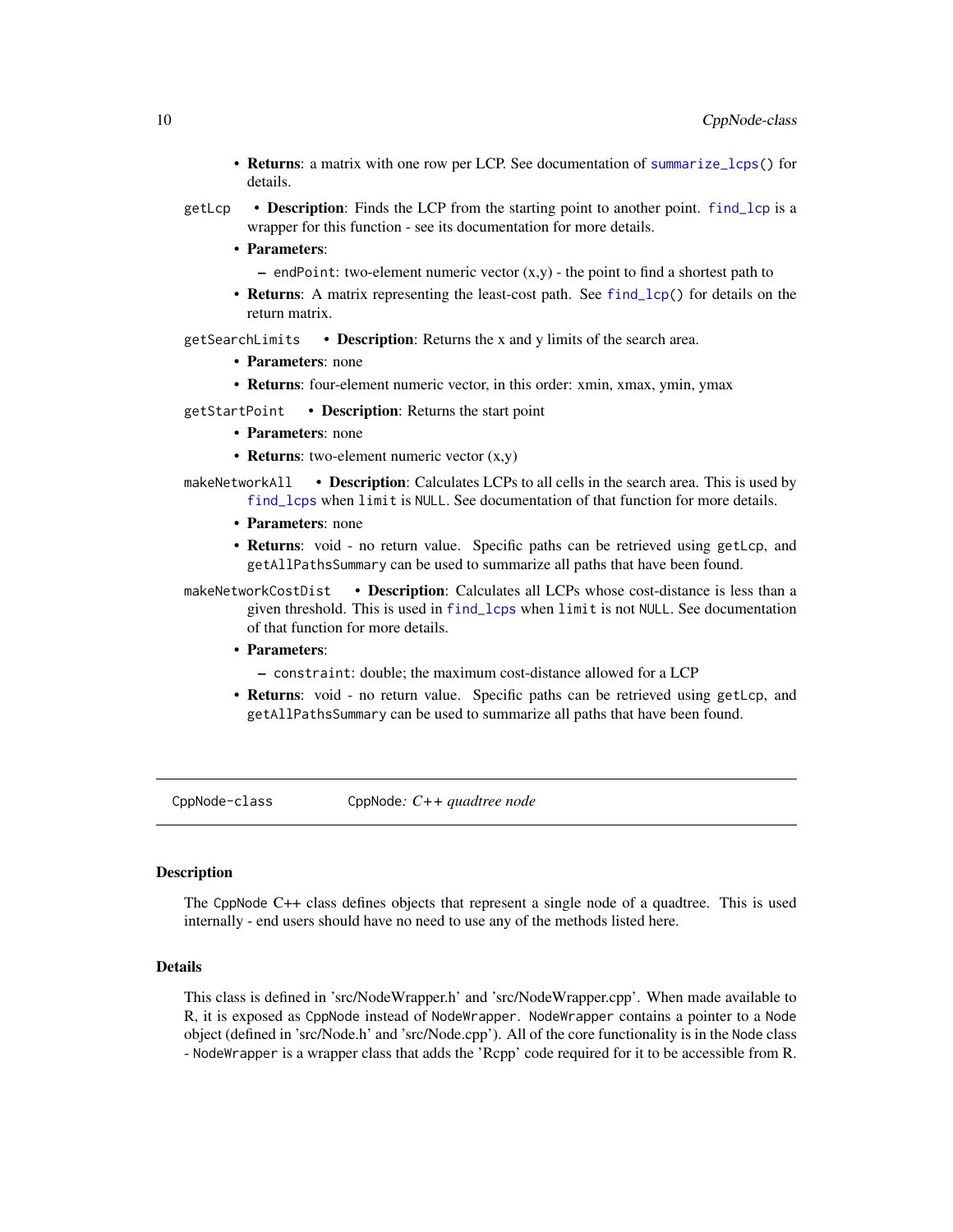- **Returns**: a matrix with one row per LCP. See documentation of `summarize_lcps()` for details.

`getLcp`
- **Description**: Finds the LCP from the starting point to another point. `find_lcp` is a wrapper for this function - see its documentation for more details.
- **Parameters**:
  - `endPoint`: two-element numeric vector (x,y) - the point to find a shortest path to
- **Returns**: A matrix representing the least-cost path. See `find_lcp()` for details on the return matrix.

`getSearchLimits`
- **Description**: Returns the x and y limits of the search area.
- **Parameters**: none
- **Returns**: four-element numeric vector, in this order: xmin, xmax, ymin, ymax

`getStartPoint`
- **Description**: Returns the start point
- **Parameters**: none
- **Returns**: two-element numeric vector (x,y)

`makeNetworkAll`
- **Description**: Calculates LCPs to all cells in the search area. This is used by `find_lcps` when `limit` is `NULL`. See documentation of that function for more details.
- **Parameters**: none
- **Returns**: void - no return value. Specific paths can be retrieved using `getLcp`, and `getAllPathsSummary` can be used to summarize all paths that have been found.

`makeNetworkCostDist`
- **Description**: Calculates all LCPs whose cost-distance is less than a given threshold. This is used in `find_lcps` when `limit` is not `NULL`. See documentation of that function for more details.
- **Parameters**:
  - `constraint`: double; the maximum cost-distance allowed for a LCP
- **Returns**: void - no return value. Specific paths can be retrieved using `getLcp`, and `getAllPathsSummary` can be used to summarize all paths that have been found.

---

`CppNode-class` *`CppNode`: C++ quadtree node*

---

## Description

The `CppNode` C++ class defines objects that represent a single node of a quadtree. This is used internally - end users should have no need to use any of the methods listed here.

## Details

This class is defined in 'src/NodeWrapper.h' and 'src/NodeWrapper.cpp'. When made available to R, it is exposed as `CppNode` instead of `NodeWrapper`. `NodeWrapper` contains a pointer to a `Node` object (defined in 'src/Node.h' and 'src/Node.cpp'). All of the core functionality is in the `Node` class - `NodeWrapper` is a wrapper class that adds the 'Rcpp' code required for it to be accessible from R.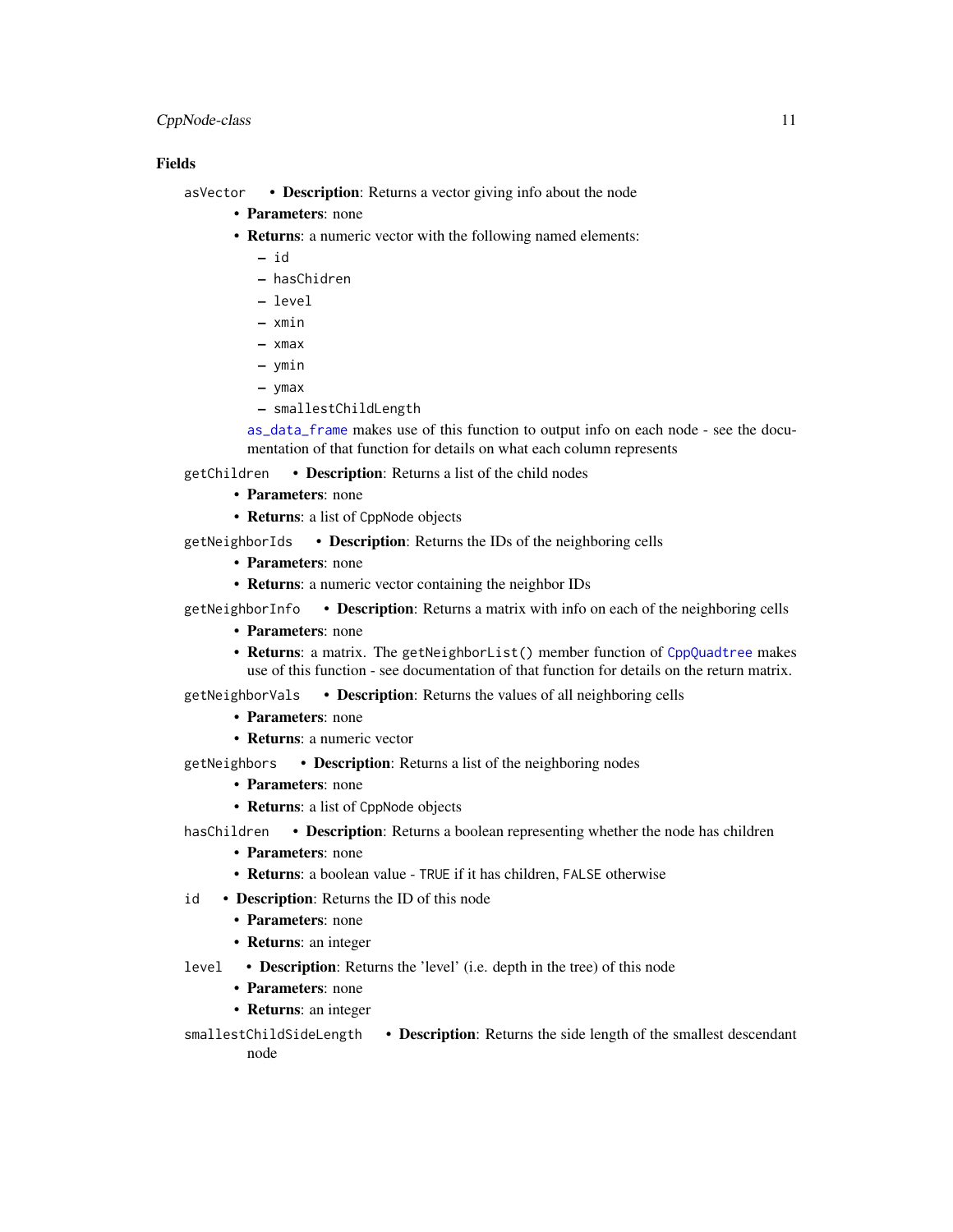### Fields

`asVector`

- **Description**: Returns a vector giving info about the node
- **Parameters**: none
- **Returns**: a numeric vector with the following named elements:
  - `id`
  - `hasChidren`
  - `level`
  - `xmin`
  - `xmax`
  - `ymin`
  - `ymax`
  - `smallestChildLength`

  `as_data_frame` makes use of this function to output info on each node - see the documentation of that function for details on what each column represents

`getChildren`

- **Description**: Returns a list of the child nodes
- **Parameters**: none
- **Returns**: a list of `CppNode` objects

`getNeighborIds`

- **Description**: Returns the IDs of the neighboring cells
- **Parameters**: none
- **Returns**: a numeric vector containing the neighbor IDs

`getNeighborInfo`

- **Description**: Returns a matrix with info on each of the neighboring cells
- **Parameters**: none
- **Returns**: a matrix. The `getNeighborList()` member function of `CppQuadtree` makes use of this function - see documentation of that function for details on the return matrix.

`getNeighborVals`

- **Description**: Returns the values of all neighboring cells
- **Parameters**: none
- **Returns**: a numeric vector

`getNeighbors`

- **Description**: Returns a list of the neighboring nodes
- **Parameters**: none
- **Returns**: a list of `CppNode` objects

`hasChildren`

- **Description**: Returns a boolean representing whether the node has children
- **Parameters**: none
- **Returns**: a boolean value - `TRUE` if it has children, `FALSE` otherwise

`id`

- **Description**: Returns the ID of this node
- **Parameters**: none
- **Returns**: an integer

`level`

- **Description**: Returns the 'level' (i.e. depth in the tree) of this node
- **Parameters**: none
- **Returns**: an integer

`smallestChildSideLength`

- **Description**: Returns the side length of the smallest descendant node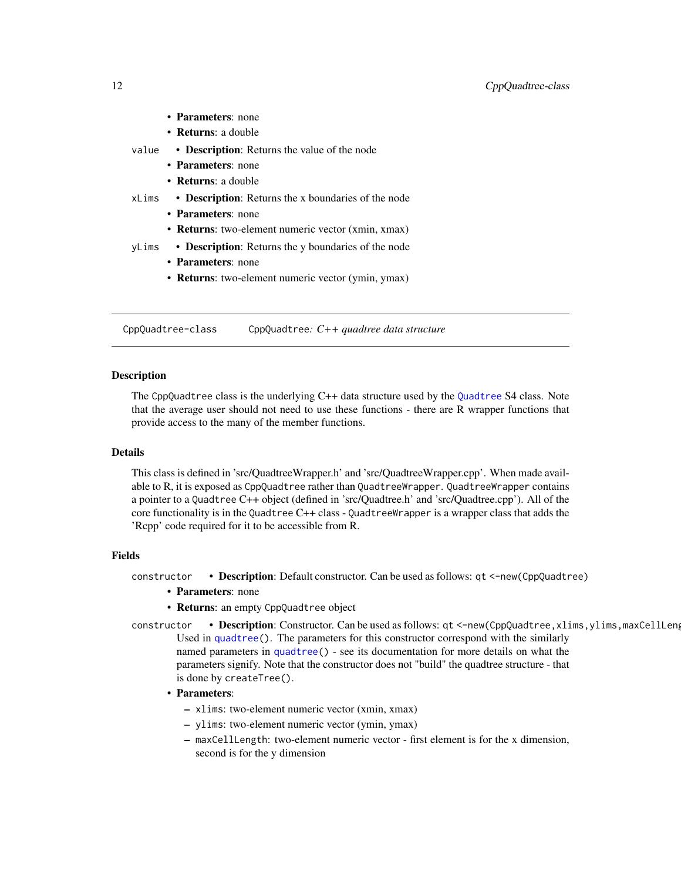- **Parameters**: none
- **Returns**: a double

`value`
- **Description**: Returns the value of the node
- **Parameters**: none
- **Returns**: a double

`xLims`
- **Description**: Returns the x boundaries of the node
- **Parameters**: none
- **Returns**: two-element numeric vector (xmin, xmax)

`yLims`
- **Description**: Returns the y boundaries of the node
- **Parameters**: none
- **Returns**: two-element numeric vector (ymin, ymax)

---

## CppQuadtree-class — *CppQuadtree: C++ quadtree data structure*

### Description

The `CppQuadtree` class is the underlying C++ data structure used by the `Quadtree` S4 class. Note that the average user should not need to use these functions - there are R wrapper functions that provide access to the many of the member functions.

### Details

This class is defined in 'src/QuadtreeWrapper.h' and 'src/QuadtreeWrapper.cpp'. When made available to R, it is exposed as `CppQuadtree` rather than `QuadtreeWrapper`. `QuadtreeWrapper` contains a pointer to a `Quadtree` C++ object (defined in 'src/Quadtree.h' and 'src/Quadtree.cpp'). All of the core functionality is in the `Quadtree` C++ class - `QuadtreeWrapper` is a wrapper class that adds the 'Rcpp' code required for it to be accessible from R.

### Fields

`constructor`
- **Description**: Default constructor. Can be used as follows: `qt <-new(CppQuadtree)`
- **Parameters**: none
- **Returns**: an empty `CppQuadtree` object

`constructor`
- **Description**: Constructor. Can be used as follows: `qt <-new(CppQuadtree,xlims,ylims,maxCellLeng`
  Used in `quadtree()`. The parameters for this constructor correspond with the similarly named parameters in `quadtree()` - see its documentation for more details on what the parameters signify. Note that the constructor does not "build" the quadtree structure - that is done by `createTree()`.
- **Parameters**:
  - `xlims`: two-element numeric vector (xmin, xmax)
  - `ylims`: two-element numeric vector (ymin, ymax)
  - `maxCellLength`: two-element numeric vector - first element is for the x dimension, second is for the y dimension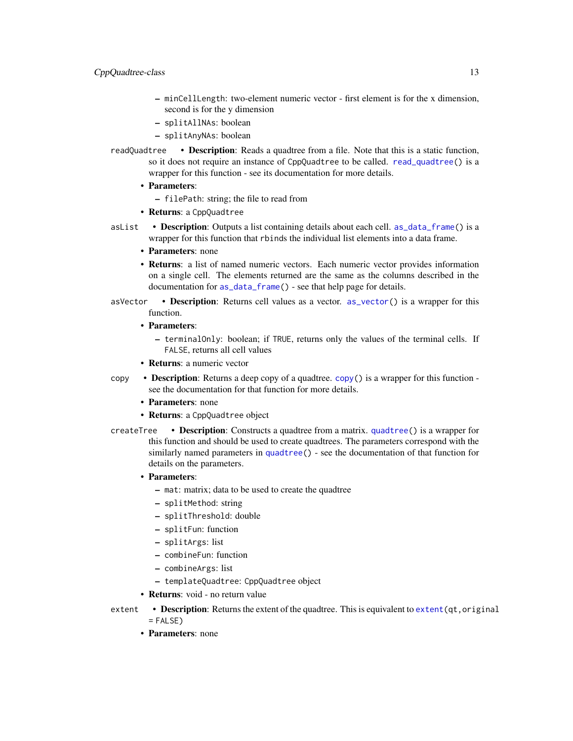- `minCellLength`: two-element numeric vector - first element is for the x dimension, second is for the y dimension
- `splitAllNAs`: boolean
- `splitAnyNAs`: boolean

`readQuadtree`
- **Description**: Reads a quadtree from a file. Note that this is a static function, so it does not require an instance of `CppQuadtree` to be called. `read_quadtree()` is a wrapper for this function - see its documentation for more details.
- **Parameters**:
  - `filePath`: string; the file to read from
- **Returns**: a `CppQuadtree`

`asList`
- **Description**: Outputs a list containing details about each cell. `as_data_frame()` is a wrapper for this function that `rbind`s the individual list elements into a data frame.
- **Parameters**: none
- **Returns**: a list of named numeric vectors. Each numeric vector provides information on a single cell. The elements returned are the same as the columns described in the documentation for `as_data_frame()` - see that help page for details.

`asVector`
- **Description**: Returns cell values as a vector. `as_vector()` is a wrapper for this function.
- **Parameters**:
  - `terminalOnly`: boolean; if `TRUE`, returns only the values of the terminal cells. If `FALSE`, returns all cell values
- **Returns**: a numeric vector

`copy`
- **Description**: Returns a deep copy of a quadtree. `copy()` is a wrapper for this function - see the documentation for that function for more details.
- **Parameters**: none
- **Returns**: a `CppQuadtree` object

`createTree`
- **Description**: Constructs a quadtree from a matrix. `quadtree()` is a wrapper for this function and should be used to create quadtrees. The parameters correspond with the similarly named parameters in `quadtree()` - see the documentation of that function for details on the parameters.
- **Parameters**:
  - `mat`: matrix; data to be used to create the quadtree
  - `splitMethod`: string
  - `splitThreshold`: double
  - `splitFun`: function
  - `splitArgs`: list
  - `combineFun`: function
  - `combineArgs`: list
  - `templateQuadtree`: `CppQuadtree` object
- **Returns**: void - no return value

`extent`
- **Description**: Returns the extent of the quadtree. This is equivalent to `extent(qt,original = FALSE)`
- **Parameters**: none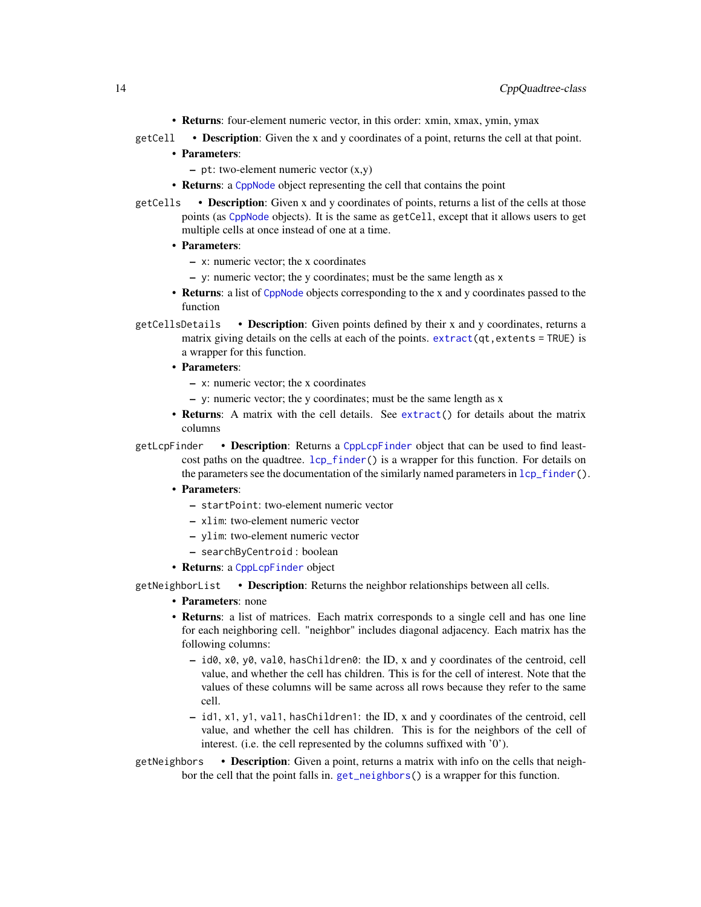- **Returns**: four-element numeric vector, in this order: xmin, xmax, ymin, ymax

`getCell`
- **Description**: Given the x and y coordinates of a point, returns the cell at that point.
- **Parameters**:
  - `pt`: two-element numeric vector (x,y)
- **Returns**: a `CppNode` object representing the cell that contains the point

`getCells`
- **Description**: Given x and y coordinates of points, returns a list of the cells at those points (as `CppNode` objects). It is the same as `getCell`, except that it allows users to get multiple cells at once instead of one at a time.
- **Parameters**:
  - `x`: numeric vector; the x coordinates
  - `y`: numeric vector; the y coordinates; must be the same length as x
- **Returns**: a list of `CppNode` objects corresponding to the x and y coordinates passed to the function

`getCellsDetails`
- **Description**: Given points defined by their x and y coordinates, returns a matrix giving details on the cells at each of the points. `extract(qt,extents = TRUE)` is a wrapper for this function.
- **Parameters**:
  - `x`: numeric vector; the x coordinates
  - `y`: numeric vector; the y coordinates; must be the same length as x
- **Returns**: A matrix with the cell details. See `extract()` for details about the matrix columns

`getLcpFinder`
- **Description**: Returns a `CppLcpFinder` object that can be used to find least-cost paths on the quadtree. `lcp_finder()` is a wrapper for this function. For details on the parameters see the documentation of the similarly named parameters in `lcp_finder()`.
- **Parameters**:
  - `startPoint`: two-element numeric vector
  - `xlim`: two-element numeric vector
  - `ylim`: two-element numeric vector
  - `searchByCentroid` : boolean
- **Returns**: a `CppLcpFinder` object

`getNeighborList`
- **Description**: Returns the neighbor relationships between all cells.
- **Parameters**: none
- **Returns**: a list of matrices. Each matrix corresponds to a single cell and has one line for each neighboring cell. "neighbor" includes diagonal adjacency. Each matrix has the following columns:
  - `id0`, `x0`, `y0`, `val0`, `hasChildren0`: the ID, x and y coordinates of the centroid, cell value, and whether the cell has children. This is for the cell of interest. Note that the values of these columns will be same across all rows because they refer to the same cell.
  - `id1`, `x1`, `y1`, `val1`, `hasChildren1`: the ID, x and y coordinates of the centroid, cell value, and whether the cell has children. This is for the neighbors of the cell of interest. (i.e. the cell represented by the columns suffixed with '0').

`getNeighbors`
- **Description**: Given a point, returns a matrix with info on the cells that neighbor the cell that the point falls in. `get_neighbors()` is a wrapper for this function.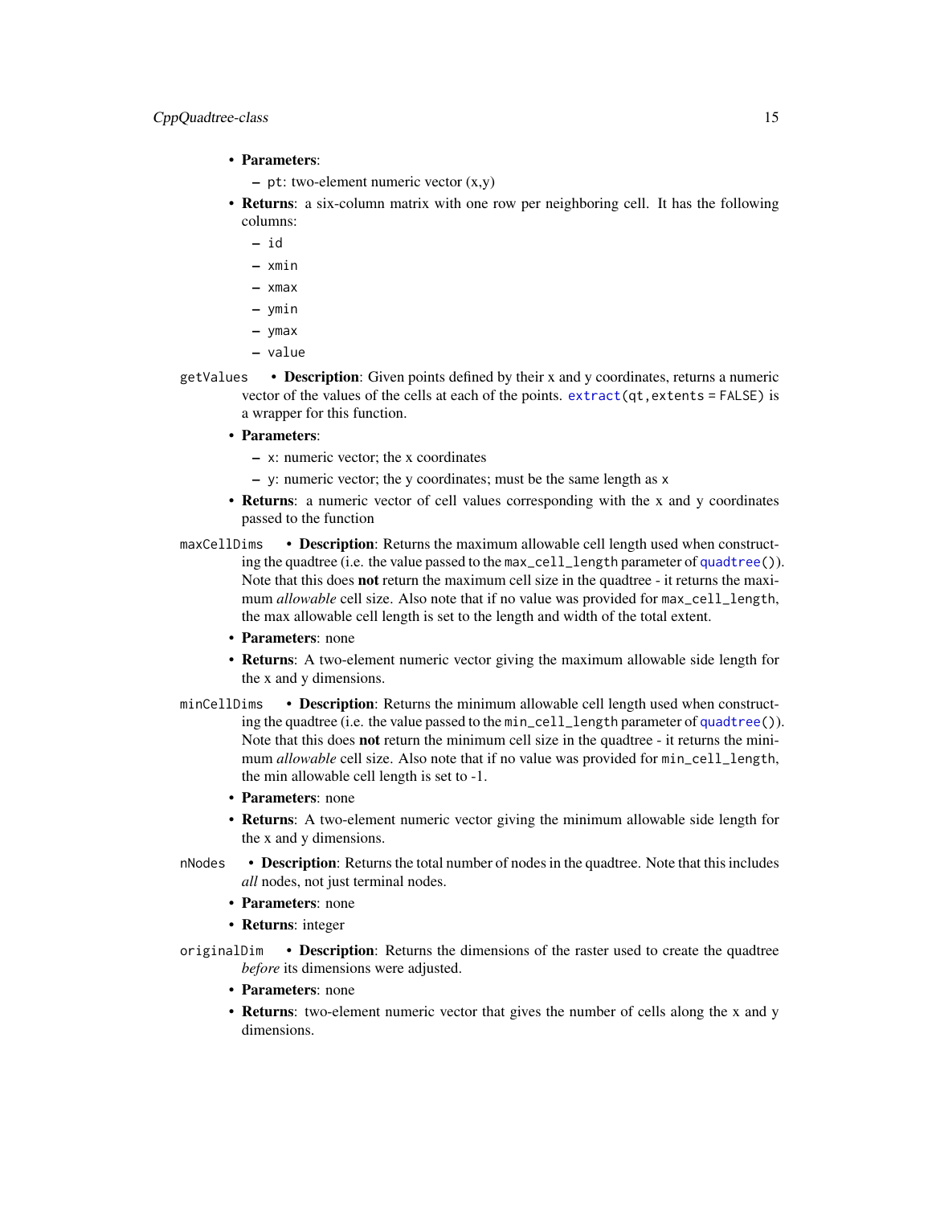- **Parameters**:
  - `pt`: two-element numeric vector (x,y)
- **Returns**: a six-column matrix with one row per neighboring cell. It has the following columns:
  - `id`
  - `xmin`
  - `xmax`
  - `ymin`
  - `ymax`
  - `value`

`getValues`

- **Description**: Given points defined by their x and y coordinates, returns a numeric vector of the values of the cells at each of the points. `extract(qt,extents = FALSE)` is a wrapper for this function.
- **Parameters**:
  - `x`: numeric vector; the x coordinates
  - `y`: numeric vector; the y coordinates; must be the same length as `x`
- **Returns**: a numeric vector of cell values corresponding with the x and y coordinates passed to the function

`maxCellDims`

- **Description**: Returns the maximum allowable cell length used when constructing the quadtree (i.e. the value passed to the `max_cell_length` parameter of `quadtree()`). Note that this does **not** return the maximum cell size in the quadtree - it returns the maximum *allowable* cell size. Also note that if no value was provided for `max_cell_length`, the max allowable cell length is set to the length and width of the total extent.
- **Parameters**: none
- **Returns**: A two-element numeric vector giving the maximum allowable side length for the x and y dimensions.

`minCellDims`

- **Description**: Returns the minimum allowable cell length used when constructing the quadtree (i.e. the value passed to the `min_cell_length` parameter of `quadtree()`). Note that this does **not** return the minimum cell size in the quadtree - it returns the minimum *allowable* cell size. Also note that if no value was provided for `min_cell_length`, the min allowable cell length is set to -1.
- **Parameters**: none
- **Returns**: A two-element numeric vector giving the minimum allowable side length for the x and y dimensions.

`nNodes`

- **Description**: Returns the total number of nodes in the quadtree. Note that this includes *all* nodes, not just terminal nodes.
- **Parameters**: none
- **Returns**: integer

`originalDim`

- **Description**: Returns the dimensions of the raster used to create the quadtree *before* its dimensions were adjusted.
- **Parameters**: none
- **Returns**: two-element numeric vector that gives the number of cells along the x and y dimensions.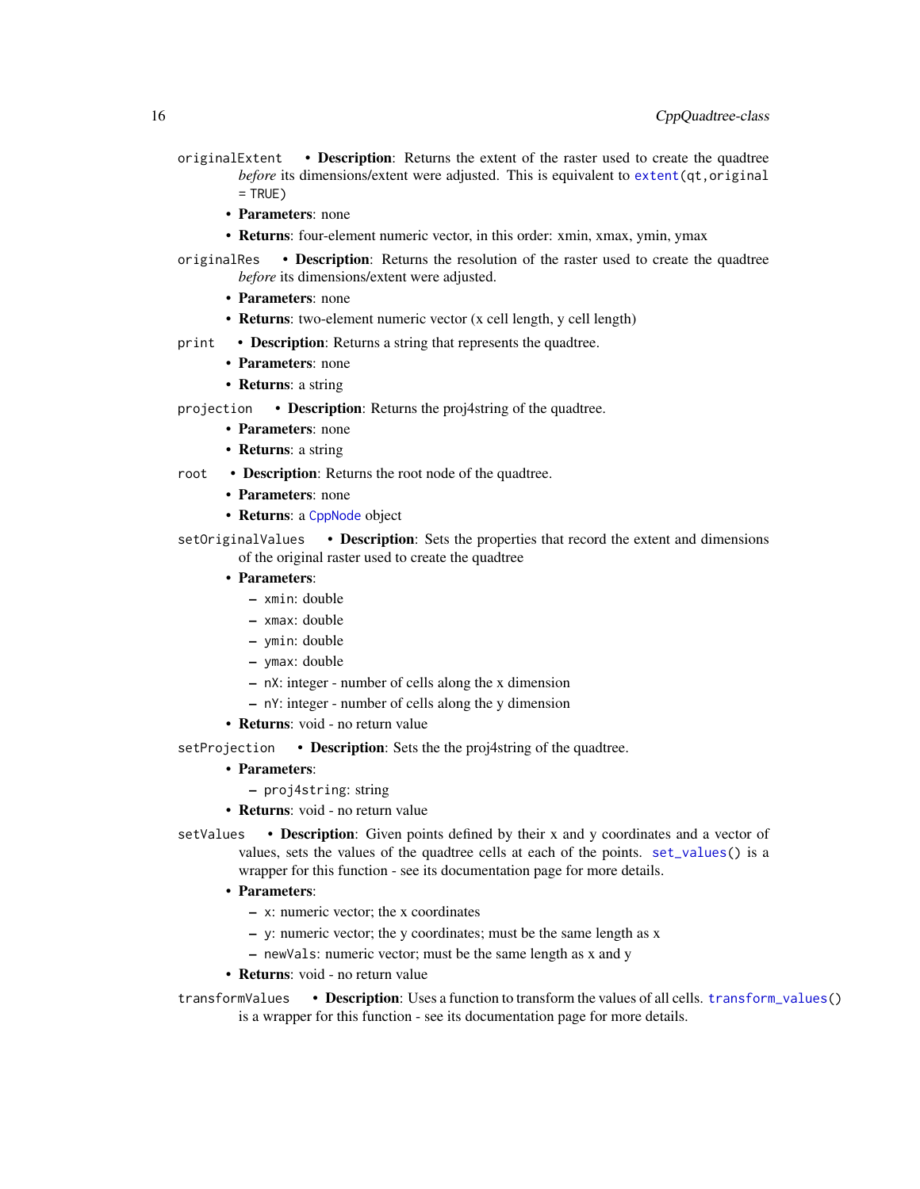`originalExtent`
- **Description**: Returns the extent of the raster used to create the quadtree *before* its dimensions/extent were adjusted. This is equivalent to `extent(qt,original = TRUE)`
- **Parameters**: none
- **Returns**: four-element numeric vector, in this order: xmin, xmax, ymin, ymax

`originalRes`
- **Description**: Returns the resolution of the raster used to create the quadtree *before* its dimensions/extent were adjusted.
- **Parameters**: none
- **Returns**: two-element numeric vector (x cell length, y cell length)

`print`
- **Description**: Returns a string that represents the quadtree.
- **Parameters**: none
- **Returns**: a string

`projection`
- **Description**: Returns the proj4string of the quadtree.
- **Parameters**: none
- **Returns**: a string

`root`
- **Description**: Returns the root node of the quadtree.
- **Parameters**: none
- **Returns**: a `CppNode` object

`setOriginalValues`
- **Description**: Sets the properties that record the extent and dimensions of the original raster used to create the quadtree
- **Parameters**:
  - `xmin`: double
  - `xmax`: double
  - `ymin`: double
  - `ymax`: double
  - `nX`: integer - number of cells along the x dimension
  - `nY`: integer - number of cells along the y dimension
- **Returns**: void - no return value

`setProjection`
- **Description**: Sets the the proj4string of the quadtree.
- **Parameters**:
  - `proj4string`: string
- **Returns**: void - no return value

`setValues`
- **Description**: Given points defined by their x and y coordinates and a vector of values, sets the values of the quadtree cells at each of the points. `set_values()` is a wrapper for this function - see its documentation page for more details.
- **Parameters**:
  - `x`: numeric vector; the x coordinates
  - `y`: numeric vector; the y coordinates; must be the same length as x
  - `newVals`: numeric vector; must be the same length as x and y
- **Returns**: void - no return value

`transformValues`
- **Description**: Uses a function to transform the values of all cells. `transform_values()` is a wrapper for this function - see its documentation page for more details.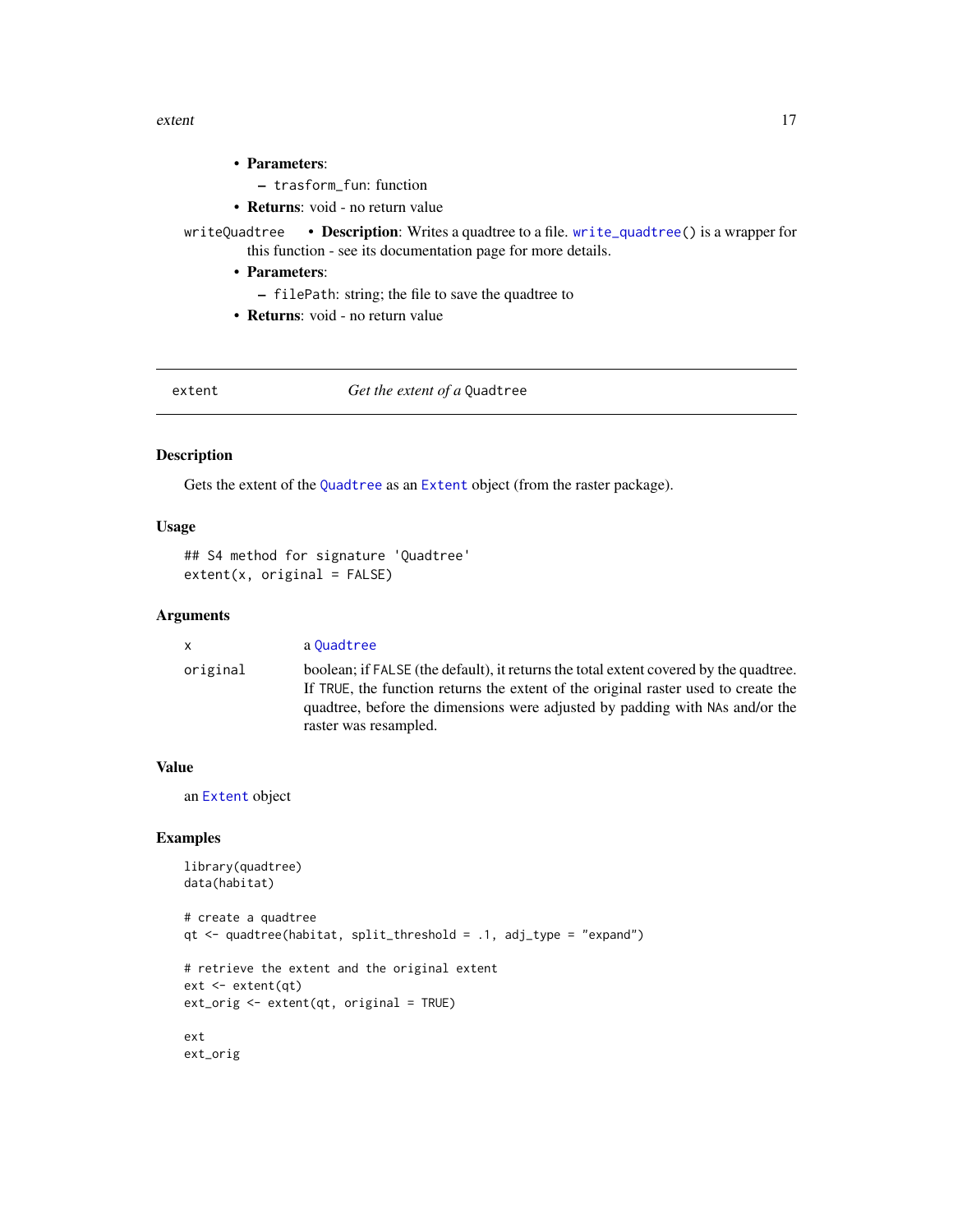- **Parameters**:
  - trasform_fun: function
- **Returns**: void - no return value

writeQuadtree

- **Description**: Writes a quadtree to a file. write_quadtree() is a wrapper for this function - see its documentation page for more details.
- **Parameters**:
  - filePath: string; the file to save the quadtree to
- **Returns**: void - no return value

---

## extent — *Get the extent of a* Quadtree

### Description

Gets the extent of the Quadtree as an Extent object (from the raster package).

### Usage

```
## S4 method for signature 'Quadtree'
extent(x, original = FALSE)
```

### Arguments

| | |
|---|---|
| x | a Quadtree |
| original | boolean; if FALSE (the default), it returns the total extent covered by the quadtree. If TRUE, the function returns the extent of the original raster used to create the quadtree, before the dimensions were adjusted by padding with NAs and/or the raster was resampled. |

### Value

an Extent object

### Examples

```
library(quadtree)
data(habitat)

# create a quadtree
qt <- quadtree(habitat, split_threshold = .1, adj_type = "expand")

# retrieve the extent and the original extent
ext <- extent(qt)
ext_orig <- extent(qt, original = TRUE)

ext
ext_orig
```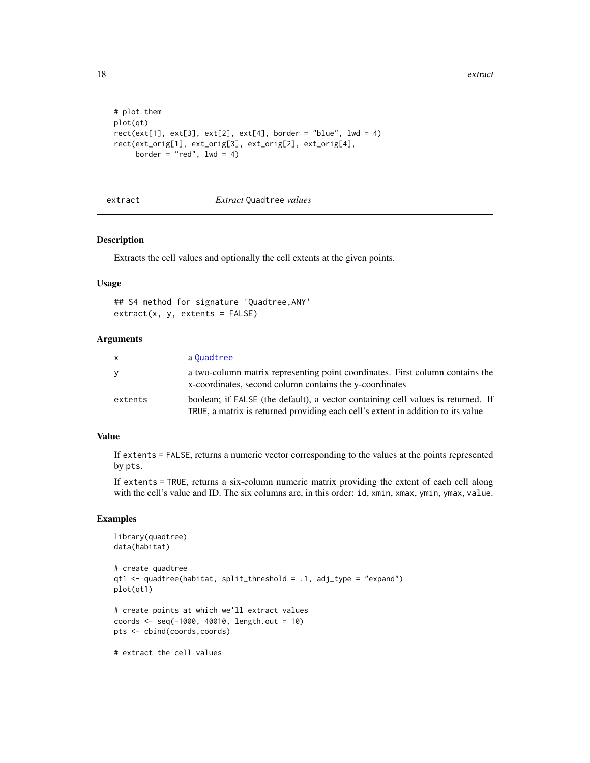```
# plot them
plot(qt)
rect(ext[1], ext[3], ext[2], ext[4], border = "blue", lwd = 4)
rect(ext_orig[1], ext_orig[3], ext_orig[2], ext_orig[4],
     border = "red", lwd = 4)
```

---

extract — *Extract* Quadtree *values*

---

## Description

Extracts the cell values and optionally the cell extents at the given points.

## Usage

```
## S4 method for signature 'Quadtree,ANY'
extract(x, y, extents = FALSE)
```

## Arguments

| | |
|---|---|
| x | a Quadtree |
| y | a two-column matrix representing point coordinates. First column contains the x-coordinates, second column contains the y-coordinates |
| extents | boolean; if FALSE (the default), a vector containing cell values is returned. If TRUE, a matrix is returned providing each cell's extent in addition to its value |

## Value

If extents = FALSE, returns a numeric vector corresponding to the values at the points represented by pts.

If extents = TRUE, returns a six-column numeric matrix providing the extent of each cell along with the cell's value and ID. The six columns are, in this order: id, xmin, xmax, ymin, ymax, value.

## Examples

```
library(quadtree)
data(habitat)

# create quadtree
qt1 <- quadtree(habitat, split_threshold = .1, adj_type = "expand")
plot(qt1)

# create points at which we'll extract values
coords <- seq(-1000, 40010, length.out = 10)
pts <- cbind(coords,coords)

# extract the cell values
```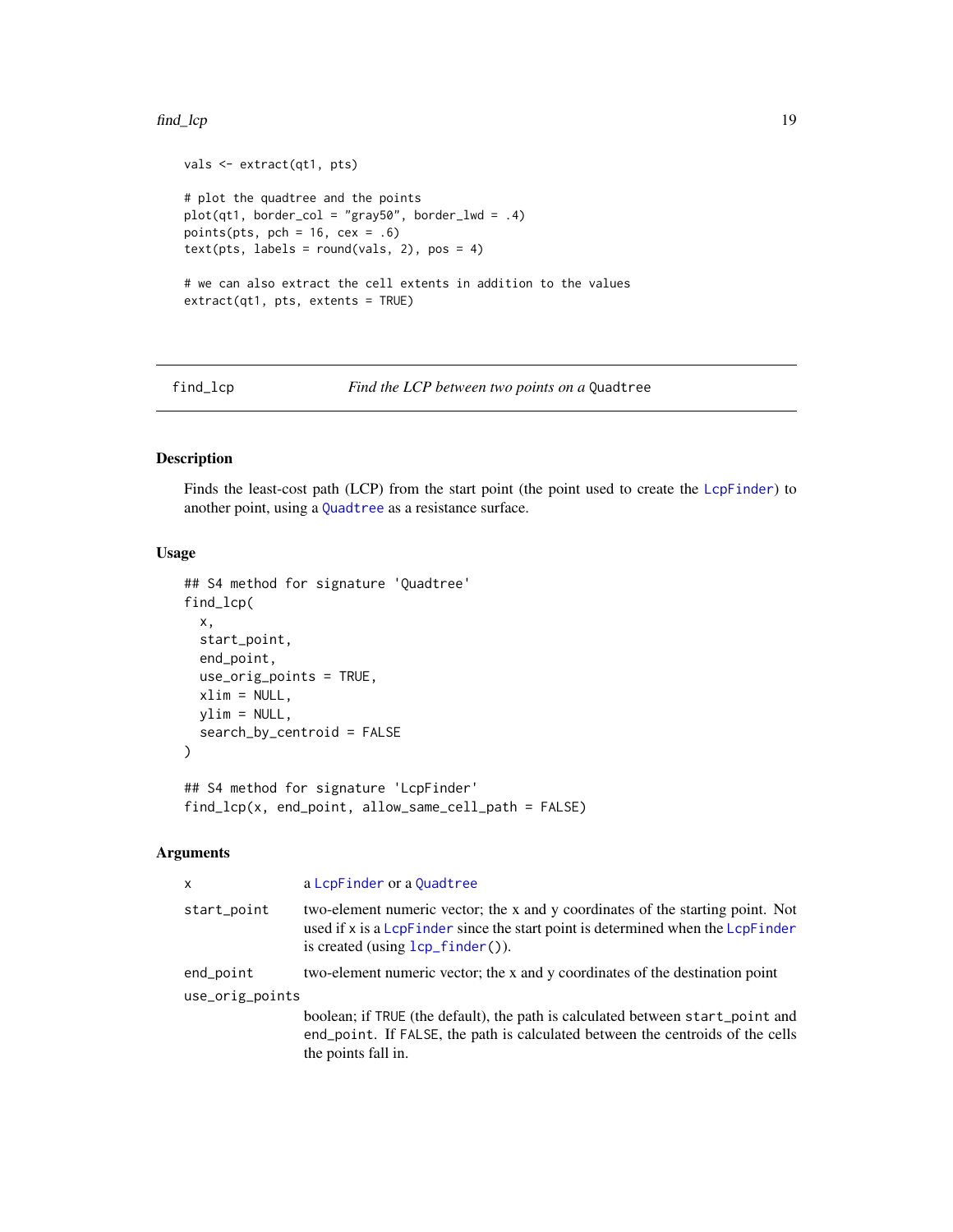```
vals <- extract(qt1, pts)

# plot the quadtree and the points
plot(qt1, border_col = "gray50", border_lwd = .4)
points(pts, pch = 16, cex = .6)
text(pts, labels = round(vals, 2), pos = 4)

# we can also extract the cell extents in addition to the values
extract(qt1, pts, extents = TRUE)
```

## find_lcp — *Find the LCP between two points on a* `Quadtree`

### Description

Finds the least-cost path (LCP) from the start point (the point used to create the `LcpFinder`) to another point, using a `Quadtree` as a resistance surface.

### Usage

```
## S4 method for signature 'Quadtree'
find_lcp(
  x,
  start_point,
  end_point,
  use_orig_points = TRUE,
  xlim = NULL,
  ylim = NULL,
  search_by_centroid = FALSE
)

## S4 method for signature 'LcpFinder'
find_lcp(x, end_point, allow_same_cell_path = FALSE)
```

### Arguments

| | |
|---|---|
| `x` | a `LcpFinder` or a `Quadtree` |
| `start_point` | two-element numeric vector; the x and y coordinates of the starting point. Not used if x is a `LcpFinder` since the start point is determined when the `LcpFinder` is created (using `lcp_finder()`). |
| `end_point` | two-element numeric vector; the x and y coordinates of the destination point |
| `use_orig_points` | boolean; if `TRUE` (the default), the path is calculated between `start_point` and `end_point`. If `FALSE`, the path is calculated between the centroids of the cells the points fall in. |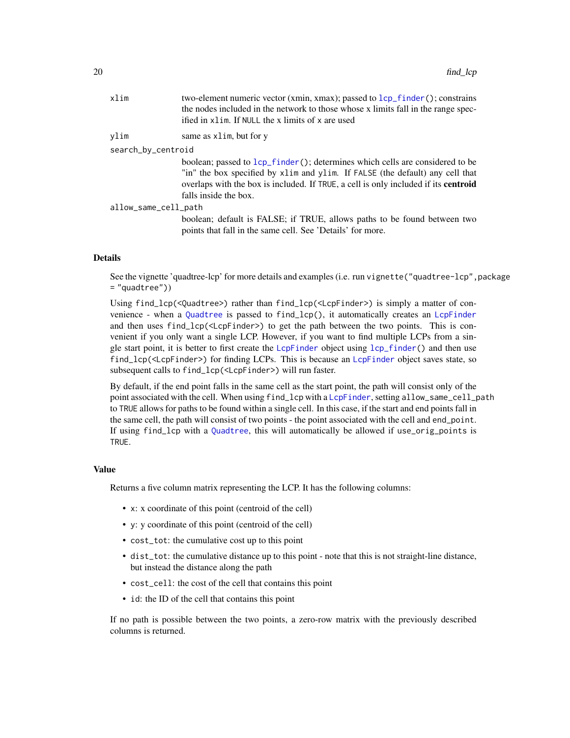| | |
|---|---|
| `xlim` | two-element numeric vector (xmin, xmax); passed to `lcp_finder()`; constrains the nodes included in the network to those whose x limits fall in the range specified in `xlim`. If `NULL` the x limits of `x` are used |
| `ylim` | same as `xlim`, but for y |
| `search_by_centroid` | boolean; passed to `lcp_finder()`; determines which cells are considered to be "in" the box specified by `xlim` and `ylim`. If `FALSE` (the default) any cell that overlaps with the box is included. If `TRUE`, a cell is only included if its **centroid** falls inside the box. |
| `allow_same_cell_path` | boolean; default is FALSE; if TRUE, allows paths to be found between two points that fall in the same cell. See 'Details' for more. |

## Details

See the vignette 'quadtree-lcp' for more details and examples (i.e. run `vignette("quadtree-lcp",package = "quadtree")`)

Using `find_lcp(<Quadtree>)` rather than `find_lcp(<LcpFinder>)` is simply a matter of convenience - when a `Quadtree` is passed to `find_lcp()`, it automatically creates an `LcpFinder` and then uses `find_lcp(<LcpFinder>)` to get the path between the two points. This is convenient if you only want a single LCP. However, if you want to find multiple LCPs from a single start point, it is better to first create the `LcpFinder` object using `lcp_finder()` and then use `find_lcp(<LcpFinder>)` for finding LCPs. This is because an `LcpFinder` object saves state, so subsequent calls to `find_lcp(<LcpFinder>)` will run faster.

By default, if the end point falls in the same cell as the start point, the path will consist only of the point associated with the cell. When using `find_lcp` with a `LcpFinder`, setting `allow_same_cell_path` to `TRUE` allows for paths to be found within a single cell. In this case, if the start and end points fall in the same cell, the path will consist of two points - the point associated with the cell and `end_point`. If using `find_lcp` with a `Quadtree`, this will automatically be allowed if `use_orig_points` is `TRUE`.

## Value

Returns a five column matrix representing the LCP. It has the following columns:

- `x`: x coordinate of this point (centroid of the cell)
- `y`: y coordinate of this point (centroid of the cell)
- `cost_tot`: the cumulative cost up to this point
- `dist_tot`: the cumulative distance up to this point - note that this is not straight-line distance, but instead the distance along the path
- `cost_cell`: the cost of the cell that contains this point
- `id`: the ID of the cell that contains this point

If no path is possible between the two points, a zero-row matrix with the previously described columns is returned.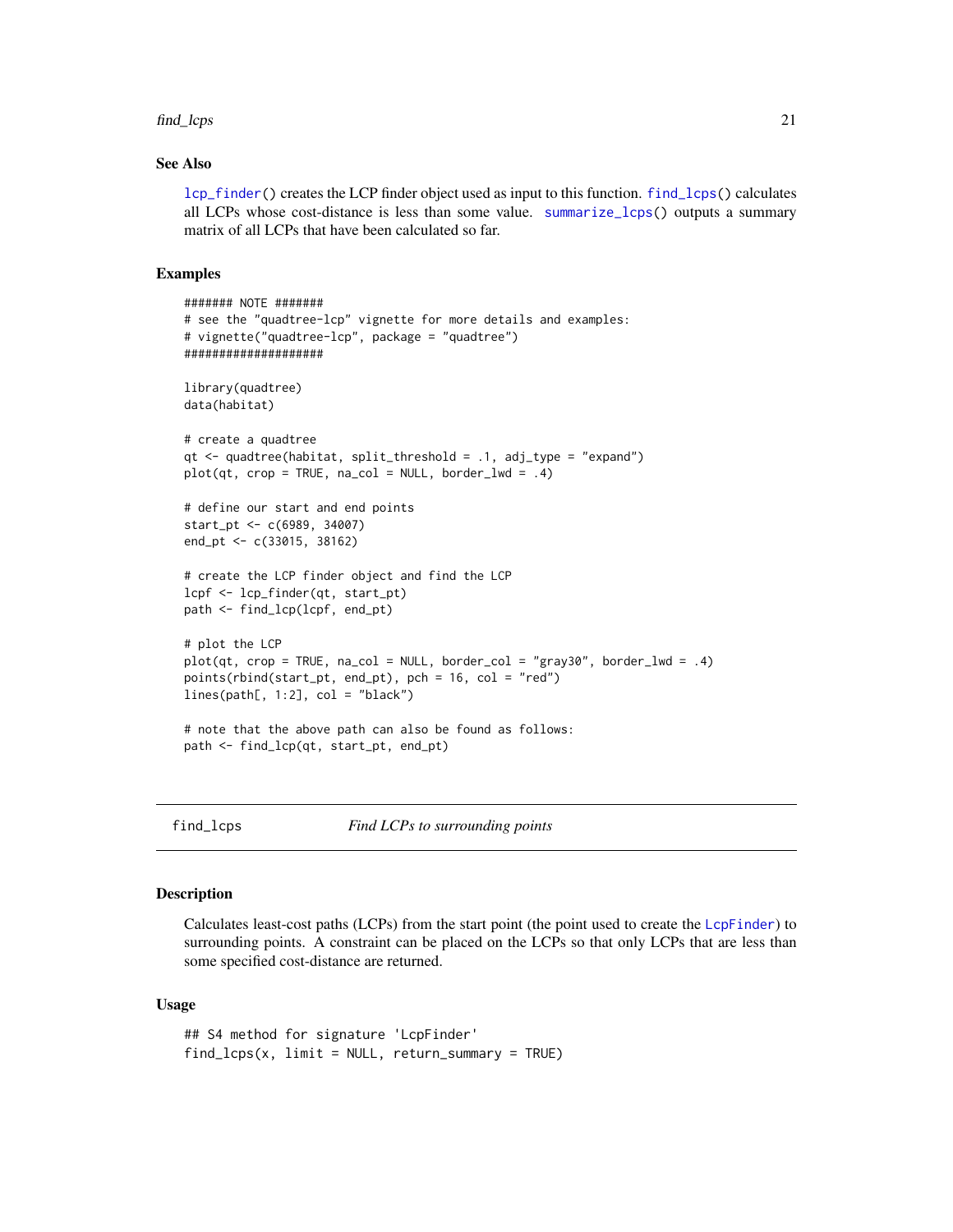### See Also

`lcp_finder()` creates the LCP finder object used as input to this function. `find_lcps()` calculates all LCPs whose cost-distance is less than some value. `summarize_lcps()` outputs a summary matrix of all LCPs that have been calculated so far.

### Examples

```
####### NOTE #######
# see the "quadtree-lcp" vignette for more details and examples:
# vignette("quadtree-lcp", package = "quadtree")
####################

library(quadtree)
data(habitat)

# create a quadtree
qt <- quadtree(habitat, split_threshold = .1, adj_type = "expand")
plot(qt, crop = TRUE, na_col = NULL, border_lwd = .4)

# define our start and end points
start_pt <- c(6989, 34007)
end_pt <- c(33015, 38162)

# create the LCP finder object and find the LCP
lcpf <- lcp_finder(qt, start_pt)
path <- find_lcp(lcpf, end_pt)

# plot the LCP
plot(qt, crop = TRUE, na_col = NULL, border_col = "gray30", border_lwd = .4)
points(rbind(start_pt, end_pt), pch = 16, col = "red")
lines(path[, 1:2], col = "black")

# note that the above path can also be found as follows:
path <- find_lcp(qt, start_pt, end_pt)
```

---

## find_lcps — *Find LCPs to surrounding points*

---

### Description

Calculates least-cost paths (LCPs) from the start point (the point used to create the `LcpFinder`) to surrounding points. A constraint can be placed on the LCPs so that only LCPs that are less than some specified cost-distance are returned.

### Usage

```
## S4 method for signature 'LcpFinder'
find_lcps(x, limit = NULL, return_summary = TRUE)
```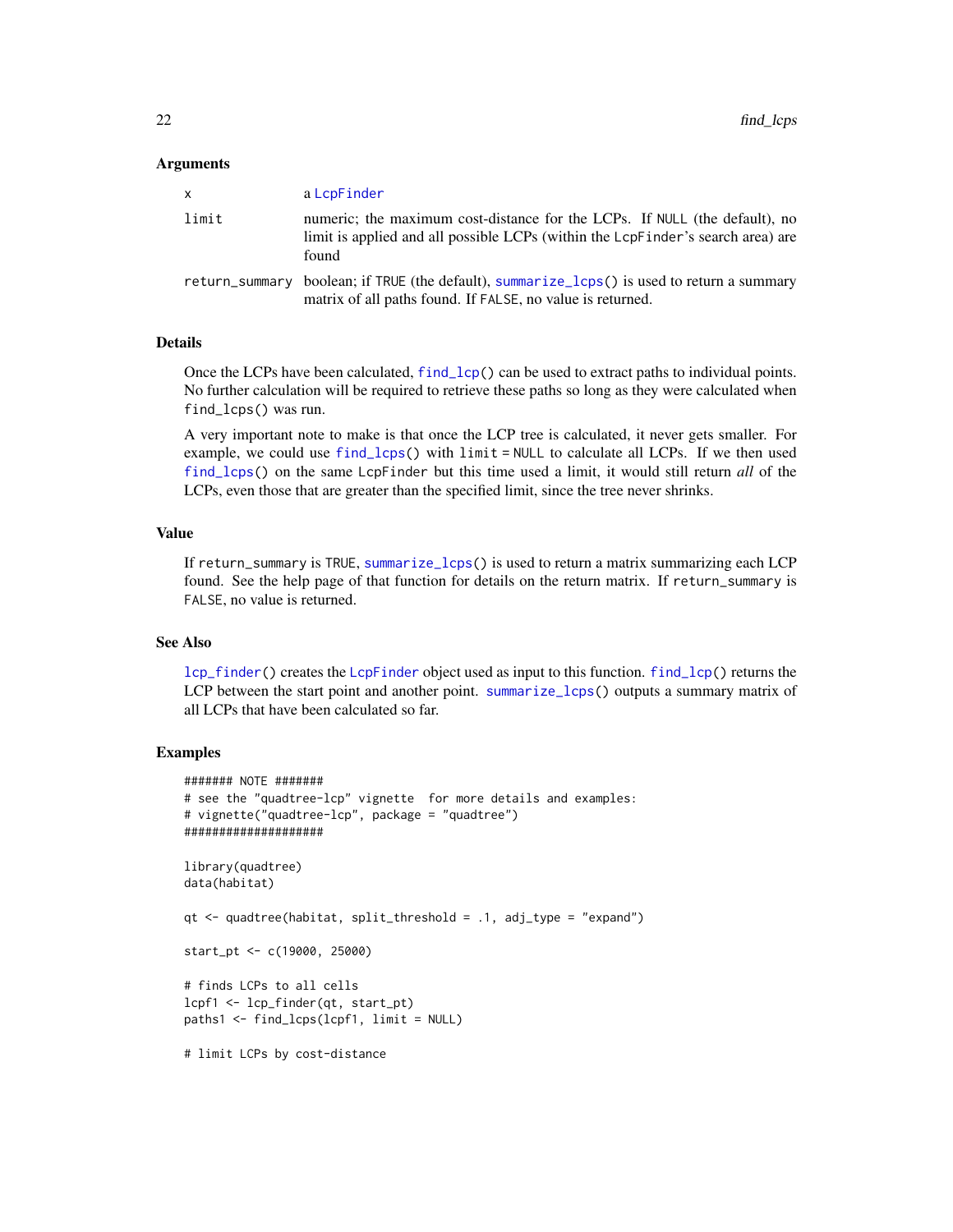### Arguments

| | |
|---|---|
| x | a LcpFinder |
| limit | numeric; the maximum cost-distance for the LCPs. If NULL (the default), no limit is applied and all possible LCPs (within the LcpFinder's search area) are found |
| return_summary | boolean; if TRUE (the default), summarize_lcps() is used to return a summary matrix of all paths found. If FALSE, no value is returned. |

### Details

Once the LCPs have been calculated, find_lcp() can be used to extract paths to individual points. No further calculation will be required to retrieve these paths so long as they were calculated when find_lcps() was run.

A very important note to make is that once the LCP tree is calculated, it never gets smaller. For example, we could use find_lcps() with limit = NULL to calculate all LCPs. If we then used find_lcps() on the same LcpFinder but this time used a limit, it would still return *all* of the LCPs, even those that are greater than the specified limit, since the tree never shrinks.

### Value

If return_summary is TRUE, summarize_lcps() is used to return a matrix summarizing each LCP found. See the help page of that function for details on the return matrix. If return_summary is FALSE, no value is returned.

### See Also

lcp_finder() creates the LcpFinder object used as input to this function. find_lcp() returns the LCP between the start point and another point. summarize_lcps() outputs a summary matrix of all LCPs that have been calculated so far.

### Examples

```
####### NOTE #######
# see the "quadtree-lcp" vignette  for more details and examples:
# vignette("quadtree-lcp", package = "quadtree")
####################

library(quadtree)
data(habitat)

qt <- quadtree(habitat, split_threshold = .1, adj_type = "expand")

start_pt <- c(19000, 25000)

# finds LCPs to all cells
lcpf1 <- lcp_finder(qt, start_pt)
paths1 <- find_lcps(lcpf1, limit = NULL)

# limit LCPs by cost-distance
```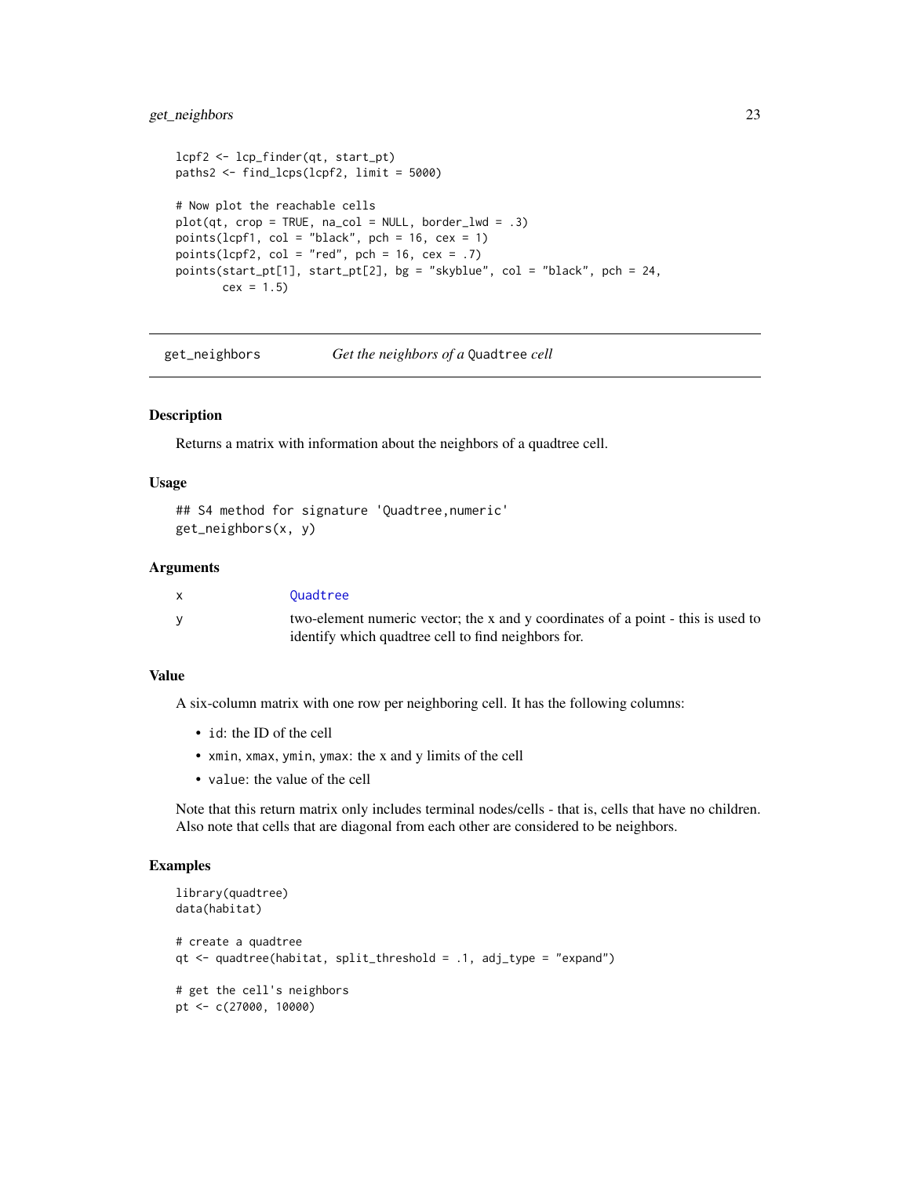```
lcpf2 <- lcp_finder(qt, start_pt)
paths2 <- find_lcps(lcpf2, limit = 5000)

# Now plot the reachable cells
plot(qt, crop = TRUE, na_col = NULL, border_lwd = .3)
points(lcpf1, col = "black", pch = 16, cex = 1)
points(lcpf2, col = "red", pch = 16, cex = .7)
points(start_pt[1], start_pt[2], bg = "skyblue", col = "black", pch = 24,
       cex = 1.5)
```

## get_neighbors — *Get the neighbors of a* `Quadtree` *cell*

### Description

Returns a matrix with information about the neighbors of a quadtree cell.

### Usage

```
## S4 method for signature 'Quadtree,numeric'
get_neighbors(x, y)
```

### Arguments

| | |
|---|---|
| x | Quadtree |
| y | two-element numeric vector; the x and y coordinates of a point - this is used to identify which quadtree cell to find neighbors for. |

### Value

A six-column matrix with one row per neighboring cell. It has the following columns:

- `id`: the ID of the cell
- `xmin`, `xmax`, `ymin`, `ymax`: the x and y limits of the cell
- `value`: the value of the cell

Note that this return matrix only includes terminal nodes/cells - that is, cells that have no children. Also note that cells that are diagonal from each other are considered to be neighbors.

### Examples

```
library(quadtree)
data(habitat)

# create a quadtree
qt <- quadtree(habitat, split_threshold = .1, adj_type = "expand")

# get the cell's neighbors
pt <- c(27000, 10000)
```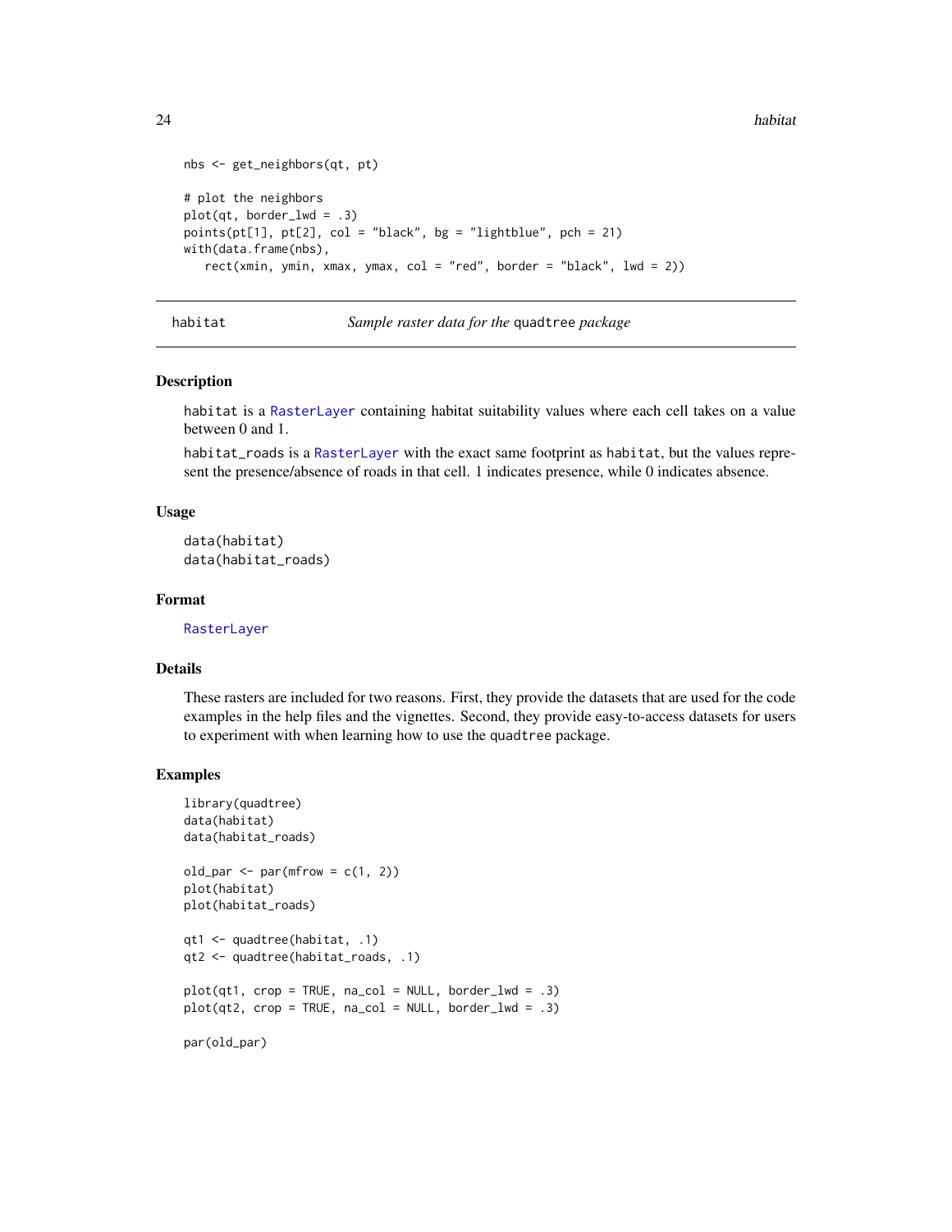```
nbs <- get_neighbors(qt, pt)

# plot the neighbors
plot(qt, border_lwd = .3)
points(pt[1], pt[2], col = "black", bg = "lightblue", pch = 21)
with(data.frame(nbs),
   rect(xmin, ymin, xmax, ymax, col = "red", border = "black", lwd = 2))
```

---

habitat &nbsp;&nbsp;&nbsp;&nbsp; *Sample raster data for the* `quadtree` *package*

---

## Description

`habitat` is a `RasterLayer` containing habitat suitability values where each cell takes on a value between 0 and 1.

`habitat_roads` is a `RasterLayer` with the exact same footprint as `habitat`, but the values represent the presence/absence of roads in that cell. 1 indicates presence, while 0 indicates absence.

## Usage

```
data(habitat)
data(habitat_roads)
```

## Format

`RasterLayer`

## Details

These rasters are included for two reasons. First, they provide the datasets that are used for the code examples in the help files and the vignettes. Second, they provide easy-to-access datasets for users to experiment with when learning how to use the `quadtree` package.

## Examples

```
library(quadtree)
data(habitat)
data(habitat_roads)

old_par <- par(mfrow = c(1, 2))
plot(habitat)
plot(habitat_roads)

qt1 <- quadtree(habitat, .1)
qt2 <- quadtree(habitat_roads, .1)

plot(qt1, crop = TRUE, na_col = NULL, border_lwd = .3)
plot(qt2, crop = TRUE, na_col = NULL, border_lwd = .3)

par(old_par)
```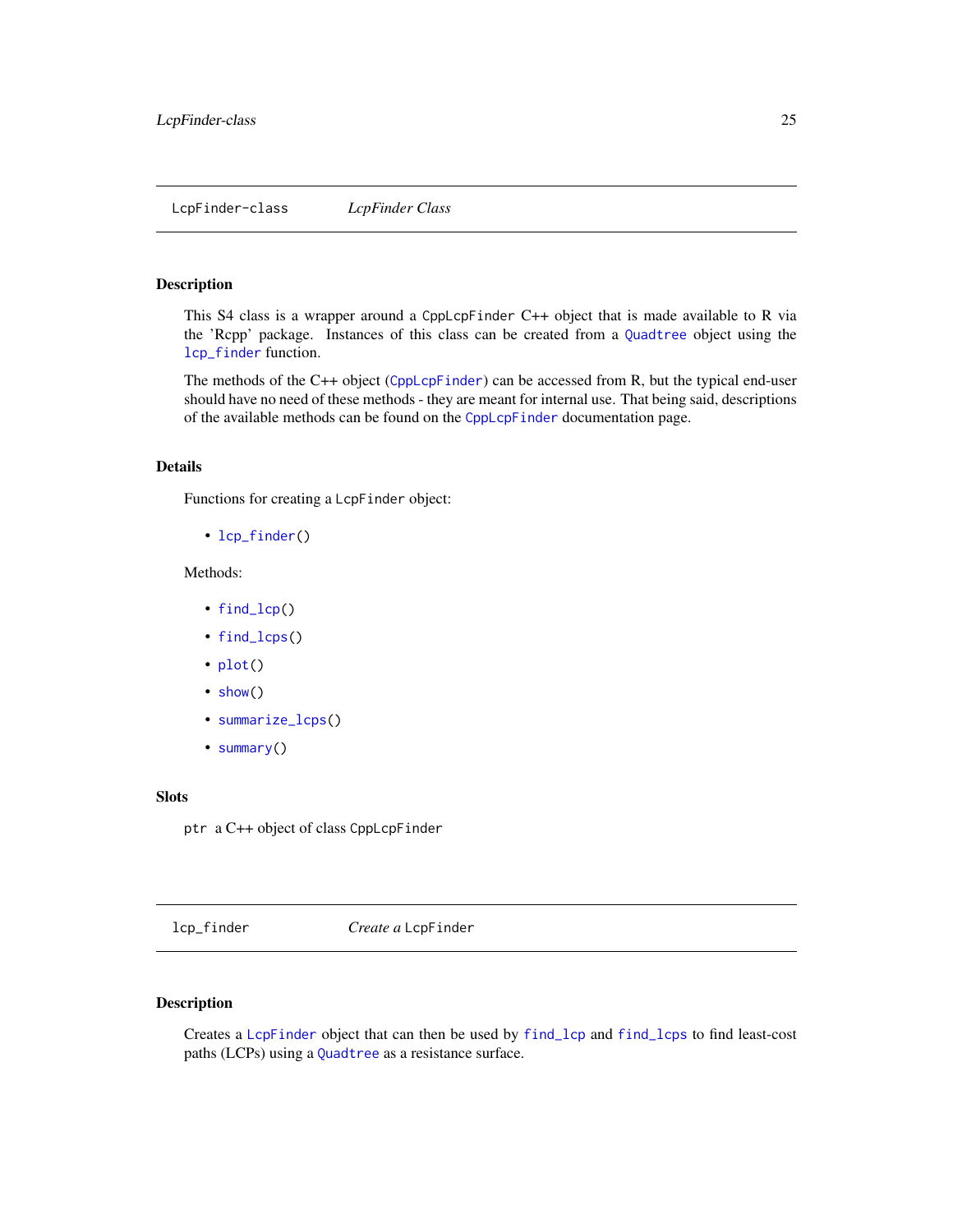## LcpFinder-class *LcpFinder Class*

### Description

This S4 class is a wrapper around a `CppLcpFinder` C++ object that is made available to R via the 'Rcpp' package. Instances of this class can be created from a `Quadtree` object using the `lcp_finder` function.

The methods of the C++ object (`CppLcpFinder`) can be accessed from R, but the typical end-user should have no need of these methods - they are meant for internal use. That being said, descriptions of the available methods can be found on the `CppLcpFinder` documentation page.

### Details

Functions for creating a `LcpFinder` object:

- `lcp_finder()`

Methods:

- `find_lcp()`
- `find_lcps()`
- `plot()`
- `show()`
- `summarize_lcps()`
- `summary()`

### Slots

`ptr` a C++ object of class `CppLcpFinder`

## lcp_finder *Create a `LcpFinder`*

### Description

Creates a `LcpFinder` object that can then be used by `find_lcp` and `find_lcps` to find least-cost paths (LCPs) using a `Quadtree` as a resistance surface.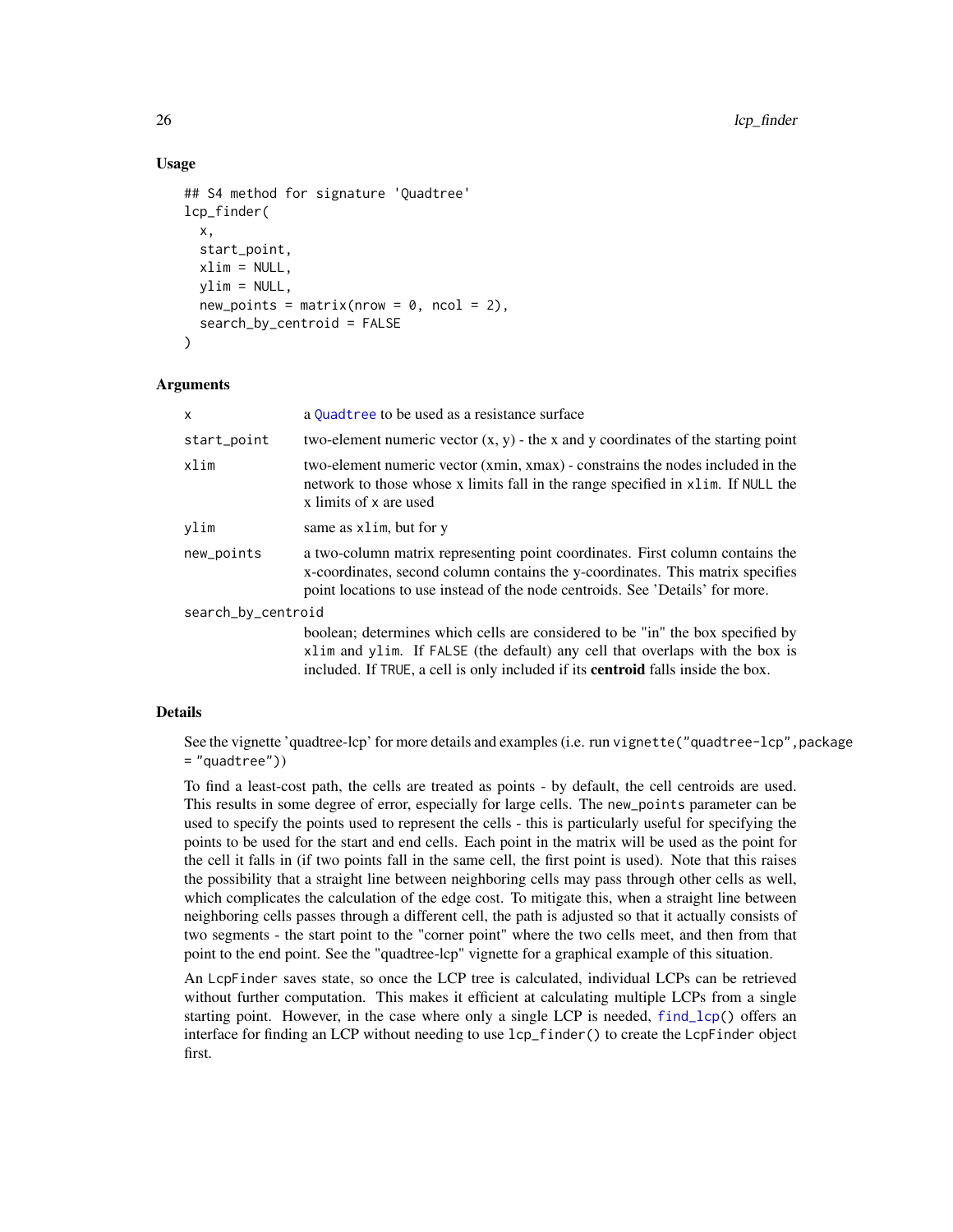### Usage

```
## S4 method for signature 'Quadtree'
lcp_finder(
  x,
  start_point,
  xlim = NULL,
  ylim = NULL,
  new_points = matrix(nrow = 0, ncol = 2),
  search_by_centroid = FALSE
)
```

### Arguments

| | |
|---|---|
| x | a Quadtree to be used as a resistance surface |
| start_point | two-element numeric vector (x, y) - the x and y coordinates of the starting point |
| xlim | two-element numeric vector (xmin, xmax) - constrains the nodes included in the network to those whose x limits fall in the range specified in xlim. If NULL the x limits of x are used |
| ylim | same as xlim, but for y |
| new_points | a two-column matrix representing point coordinates. First column contains the x-coordinates, second column contains the y-coordinates. This matrix specifies point locations to use instead of the node centroids. See 'Details' for more. |
| search_by_centroid | boolean; determines which cells are considered to be "in" the box specified by xlim and ylim. If FALSE (the default) any cell that overlaps with the box is included. If TRUE, a cell is only included if its **centroid** falls inside the box. |

### Details

See the vignette 'quadtree-lcp' for more details and examples (i.e. run `vignette("quadtree-lcp",package = "quadtree")`)

To find a least-cost path, the cells are treated as points - by default, the cell centroids are used. This results in some degree of error, especially for large cells. The new_points parameter can be used to specify the points used to represent the cells - this is particularly useful for specifying the points to be used for the start and end cells. Each point in the matrix will be used as the point for the cell it falls in (if two points fall in the same cell, the first point is used). Note that this raises the possibility that a straight line between neighboring cells may pass through other cells as well, which complicates the calculation of the edge cost. To mitigate this, when a straight line between neighboring cells passes through a different cell, the path is adjusted so that it actually consists of two segments - the start point to the "corner point" where the two cells meet, and then from that point to the end point. See the "quadtree-lcp" vignette for a graphical example of this situation.

An LcpFinder saves state, so once the LCP tree is calculated, individual LCPs can be retrieved without further computation. This makes it efficient at calculating multiple LCPs from a single starting point. However, in the case where only a single LCP is needed, find_lcp() offers an interface for finding an LCP without needing to use lcp_finder() to create the LcpFinder object first.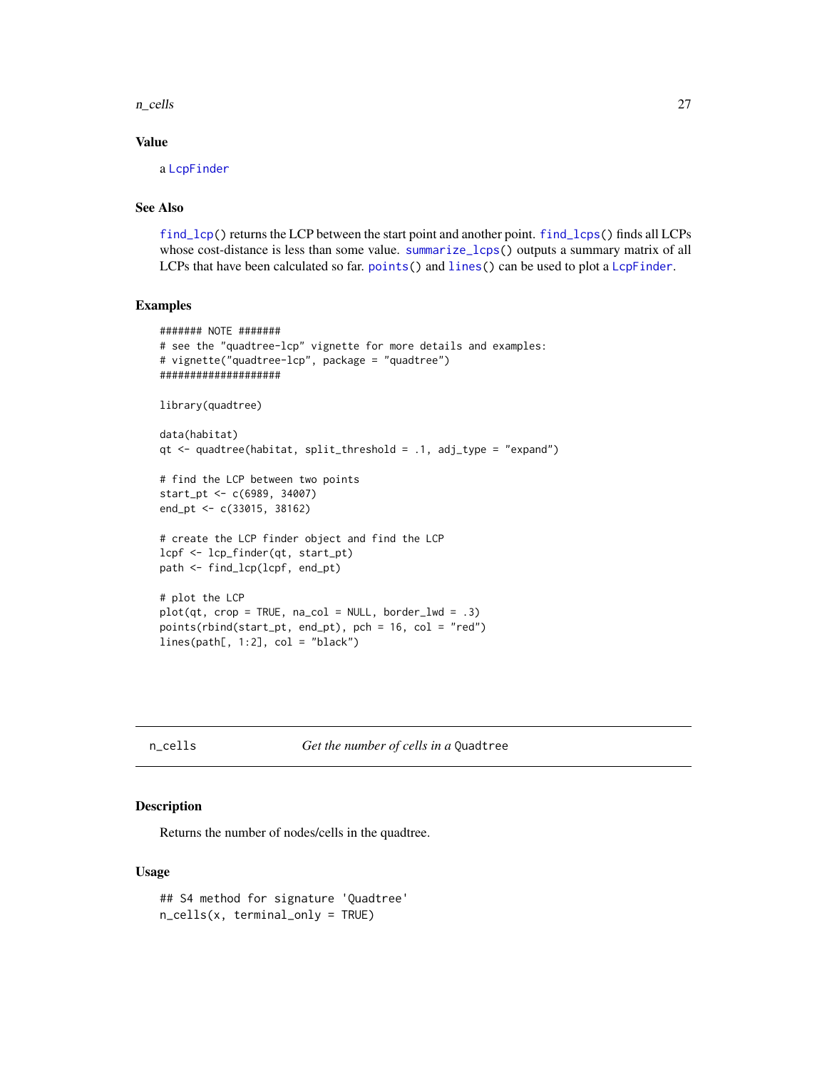## Value

a LcpFinder

## See Also

find_lcp() returns the LCP between the start point and another point. find_lcps() finds all LCPs whose cost-distance is less than some value. summarize_lcps() outputs a summary matrix of all LCPs that have been calculated so far. points() and lines() can be used to plot a LcpFinder.

## Examples

```
####### NOTE #######
# see the "quadtree-lcp" vignette for more details and examples:
# vignette("quadtree-lcp", package = "quadtree")
####################

library(quadtree)

data(habitat)
qt <- quadtree(habitat, split_threshold = .1, adj_type = "expand")

# find the LCP between two points
start_pt <- c(6989, 34007)
end_pt <- c(33015, 38162)

# create the LCP finder object and find the LCP
lcpf <- lcp_finder(qt, start_pt)
path <- find_lcp(lcpf, end_pt)

# plot the LCP
plot(qt, crop = TRUE, na_col = NULL, border_lwd = .3)
points(rbind(start_pt, end_pt), pch = 16, col = "red")
lines(path[, 1:2], col = "black")
```

---

# n_cells *Get the number of cells in a* Quadtree

## Description

Returns the number of nodes/cells in the quadtree.

## Usage

```
## S4 method for signature 'Quadtree'
n_cells(x, terminal_only = TRUE)
```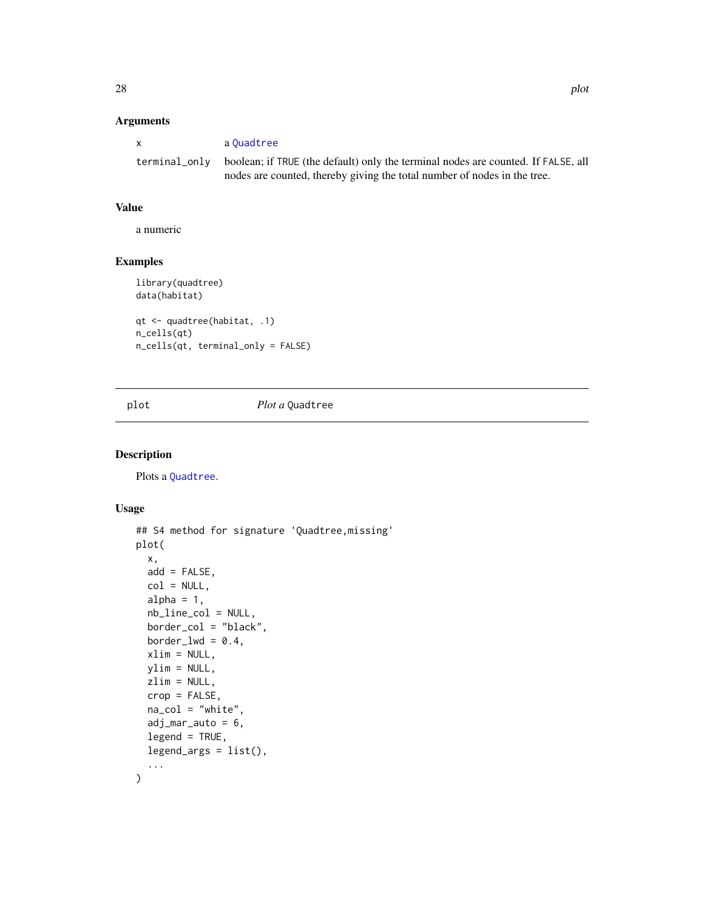### Arguments

| | |
|---|---|
| x | a Quadtree |
| terminal_only | boolean; if TRUE (the default) only the terminal nodes are counted. If FALSE, all nodes are counted, thereby giving the total number of nodes in the tree. |

### Value

a numeric

### Examples

```
library(quadtree)
data(habitat)

qt <- quadtree(habitat, .1)
n_cells(qt)
n_cells(qt, terminal_only = FALSE)
```

---

## plot — *Plot a* Quadtree

### Description

Plots a Quadtree.

### Usage

```
## S4 method for signature 'Quadtree,missing'
plot(
  x,
  add = FALSE,
  col = NULL,
  alpha = 1,
  nb_line_col = NULL,
  border_col = "black",
  border_lwd = 0.4,
  xlim = NULL,
  ylim = NULL,
  zlim = NULL,
  crop = FALSE,
  na_col = "white",
  adj_mar_auto = 6,
  legend = TRUE,
  legend_args = list(),
  ...
)
```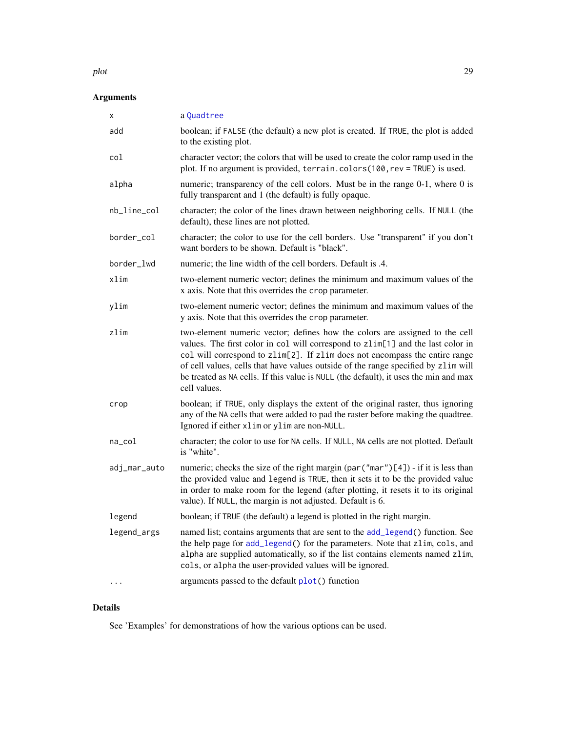## Arguments

| | |
|---|---|
| `x` | a `Quadtree` |
| `add` | boolean; if `FALSE` (the default) a new plot is created. If `TRUE`, the plot is added to the existing plot. |
| `col` | character vector; the colors that will be used to create the color ramp used in the plot. If no argument is provided, `terrain.colors(100,rev = TRUE)` is used. |
| `alpha` | numeric; transparency of the cell colors. Must be in the range 0-1, where 0 is fully transparent and 1 (the default) is fully opaque. |
| `nb_line_col` | character; the color of the lines drawn between neighboring cells. If `NULL` (the default), these lines are not plotted. |
| `border_col` | character; the color to use for the cell borders. Use "transparent" if you don't want borders to be shown. Default is "black". |
| `border_lwd` | numeric; the line width of the cell borders. Default is .4. |
| `xlim` | two-element numeric vector; defines the minimum and maximum values of the x axis. Note that this overrides the `crop` parameter. |
| `ylim` | two-element numeric vector; defines the minimum and maximum values of the y axis. Note that this overrides the `crop` parameter. |
| `zlim` | two-element numeric vector; defines how the colors are assigned to the cell values. The first color in `col` will correspond to `zlim[1]` and the last color in `col` will correspond to `zlim[2]`. If `zlim` does not encompass the entire range of cell values, cells that have values outside of the range specified by `zlim` will be treated as `NA` cells. If this value is `NULL` (the default), it uses the min and max cell values. |
| `crop` | boolean; if `TRUE`, only displays the extent of the original raster, thus ignoring any of the `NA` cells that were added to pad the raster before making the quadtree. Ignored if either `xlim` or `ylim` are non-`NULL`. |
| `na_col` | character; the color to use for `NA` cells. If `NULL`, `NA` cells are not plotted. Default is "white". |
| `adj_mar_auto` | numeric; checks the size of the right margin (`par("mar")[4]`) - if it is less than the provided value and `legend` is `TRUE`, then it sets it to be the provided value in order to make room for the legend (after plotting, it resets it to its original value). If `NULL`, the margin is not adjusted. Default is 6. |
| `legend` | boolean; if `TRUE` (the default) a legend is plotted in the right margin. |
| `legend_args` | named list; contains arguments that are sent to the `add_legend()` function. See the help page for `add_legend()` for the parameters. Note that `zlim`, `cols`, and `alpha` are supplied automatically, so if the list contains elements named `zlim`, `cols`, or `alpha` the user-provided values will be ignored. |
| `...` | arguments passed to the default `plot()` function |

## Details

See 'Examples' for demonstrations of how the various options can be used.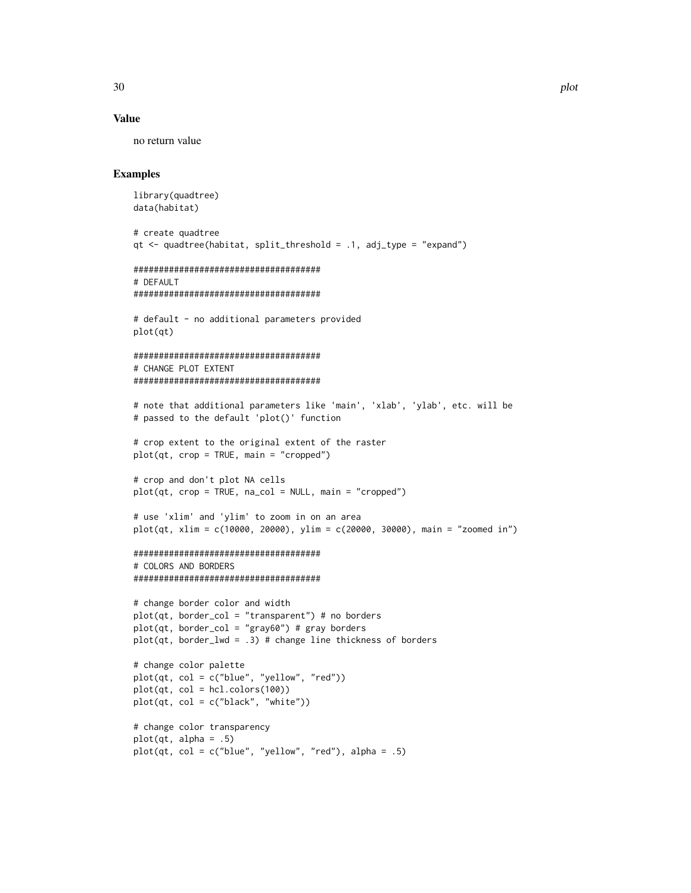## Value

no return value

## Examples

```
library(quadtree)
data(habitat)

# create quadtree
qt <- quadtree(habitat, split_threshold = .1, adj_type = "expand")

#####################################
# DEFAULT
#####################################

# default - no additional parameters provided
plot(qt)

#####################################
# CHANGE PLOT EXTENT
#####################################

# note that additional parameters like 'main', 'xlab', 'ylab', etc. will be
# passed to the default 'plot()' function

# crop extent to the original extent of the raster
plot(qt, crop = TRUE, main = "cropped")

# crop and don't plot NA cells
plot(qt, crop = TRUE, na_col = NULL, main = "cropped")

# use 'xlim' and 'ylim' to zoom in on an area
plot(qt, xlim = c(10000, 20000), ylim = c(20000, 30000), main = "zoomed in")

#####################################
# COLORS AND BORDERS
#####################################

# change border color and width
plot(qt, border_col = "transparent") # no borders
plot(qt, border_col = "gray60") # gray borders
plot(qt, border_lwd = .3) # change line thickness of borders

# change color palette
plot(qt, col = c("blue", "yellow", "red"))
plot(qt, col = hcl.colors(100))
plot(qt, col = c("black", "white"))

# change color transparency
plot(qt, alpha = .5)
plot(qt, col = c("blue", "yellow", "red"), alpha = .5)
```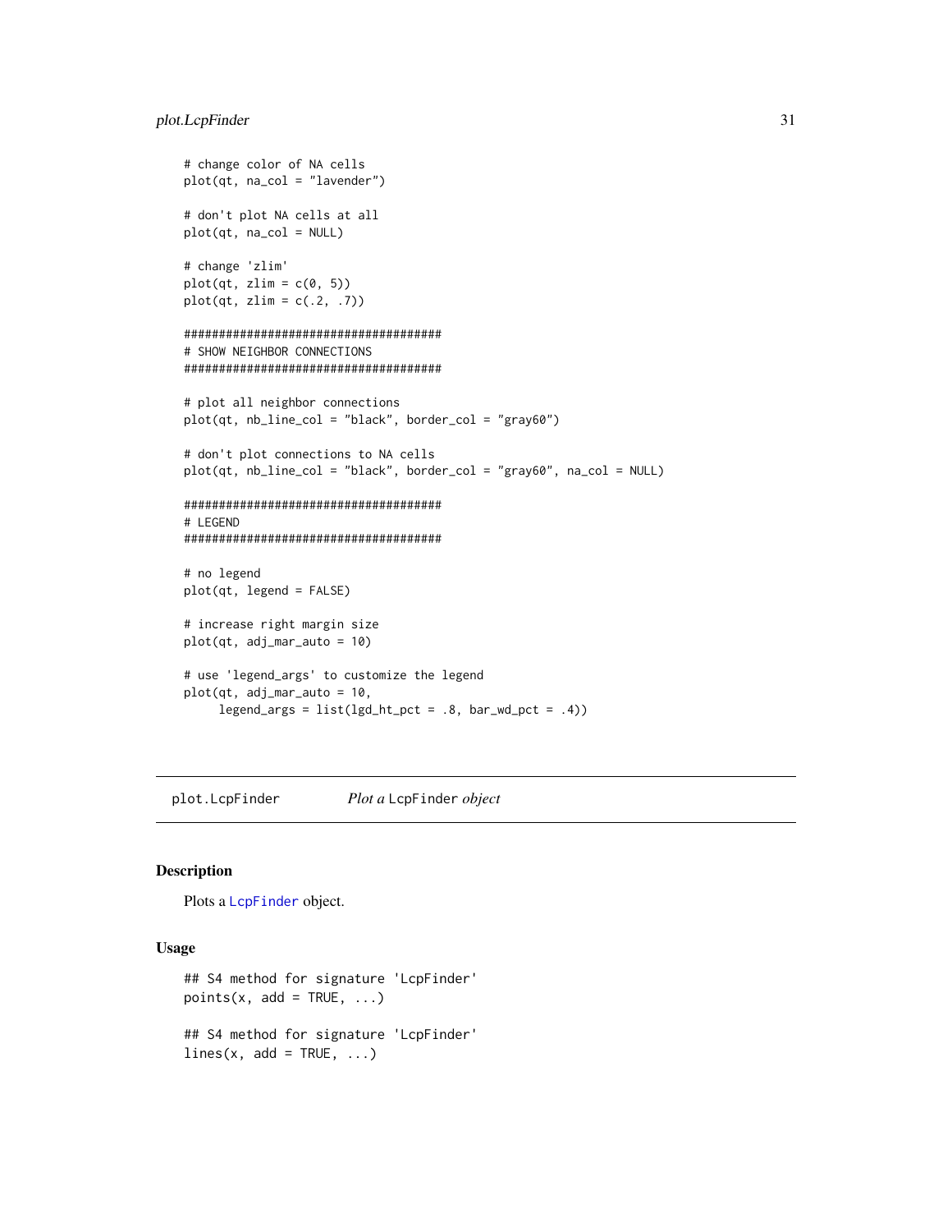```
# change color of NA cells
plot(qt, na_col = "lavender")

# don't plot NA cells at all
plot(qt, na_col = NULL)

# change 'zlim'
plot(qt, zlim = c(0, 5))
plot(qt, zlim = c(.2, .7))

#####################################
# SHOW NEIGHBOR CONNECTIONS
#####################################

# plot all neighbor connections
plot(qt, nb_line_col = "black", border_col = "gray60")

# don't plot connections to NA cells
plot(qt, nb_line_col = "black", border_col = "gray60", na_col = NULL)

#####################################
# LEGEND
#####################################

# no legend
plot(qt, legend = FALSE)

# increase right margin size
plot(qt, adj_mar_auto = 10)

# use 'legend_args' to customize the legend
plot(qt, adj_mar_auto = 10,
     legend_args = list(lgd_ht_pct = .8, bar_wd_pct = .4))
```

---

`plot.LcpFinder` *Plot a* `LcpFinder` *object*

---

## Description

Plots a `LcpFinder` object.

## Usage

```
## S4 method for signature 'LcpFinder'
points(x, add = TRUE, ...)

## S4 method for signature 'LcpFinder'
lines(x, add = TRUE, ...)
```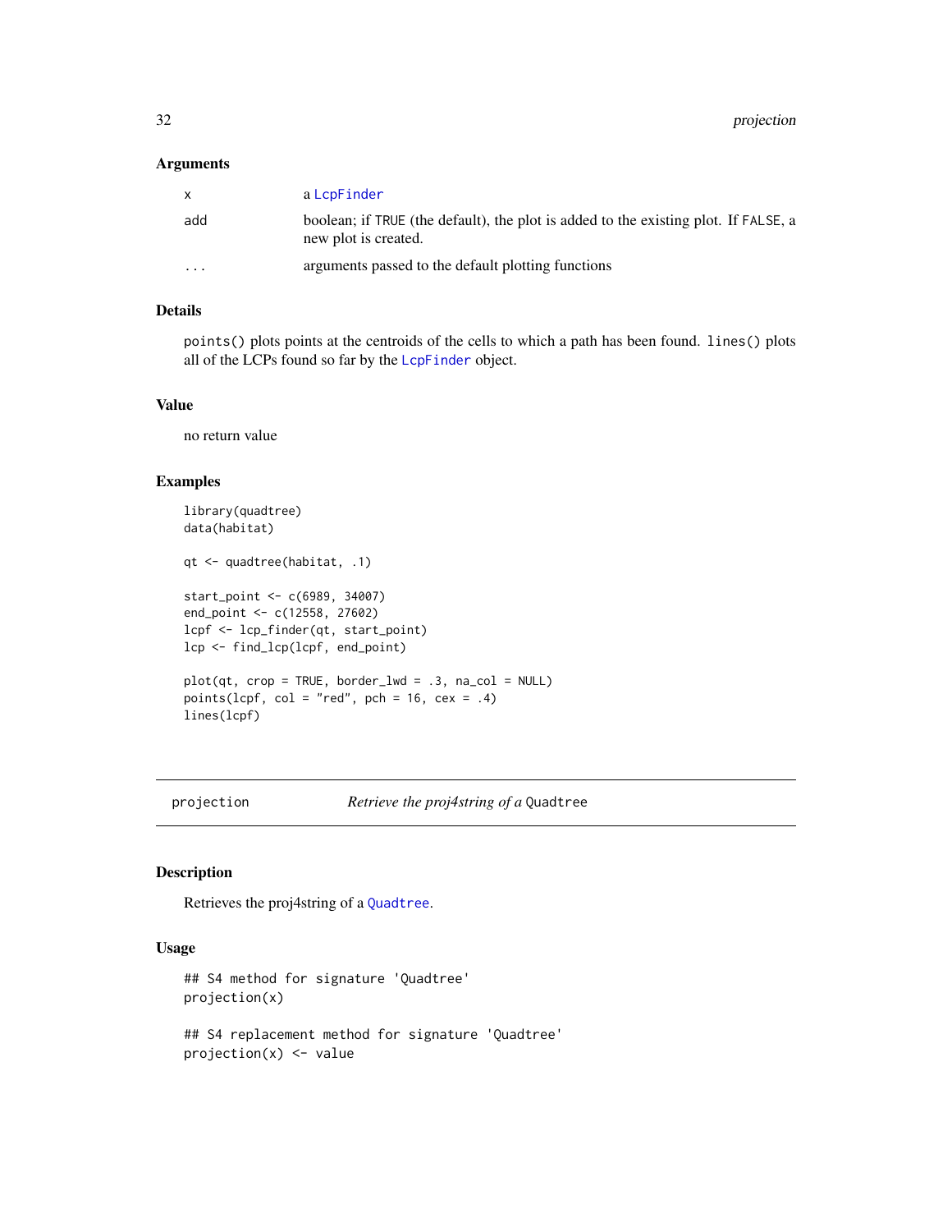### Arguments

| | |
|---|---|
| x | a `LcpFinder` |
| add | boolean; if `TRUE` (the default), the plot is added to the existing plot. If `FALSE`, a new plot is created. |
| ... | arguments passed to the default plotting functions |

### Details

`points()` plots points at the centroids of the cells to which a path has been found. `lines()` plots all of the LCPs found so far by the `LcpFinder` object.

### Value

no return value

### Examples

```
library(quadtree)
data(habitat)

qt <- quadtree(habitat, .1)

start_point <- c(6989, 34007)
end_point <- c(12558, 27602)
lcpf <- lcp_finder(qt, start_point)
lcp <- find_lcp(lcpf, end_point)

plot(qt, crop = TRUE, border_lwd = .3, na_col = NULL)
points(lcpf, col = "red", pch = 16, cex = .4)
lines(lcpf)
```

---

## projection &emsp; *Retrieve the proj4string of a* `Quadtree`

---

### Description

Retrieves the proj4string of a `Quadtree`.

### Usage

```
## S4 method for signature 'Quadtree'
projection(x)

## S4 replacement method for signature 'Quadtree'
projection(x) <- value
```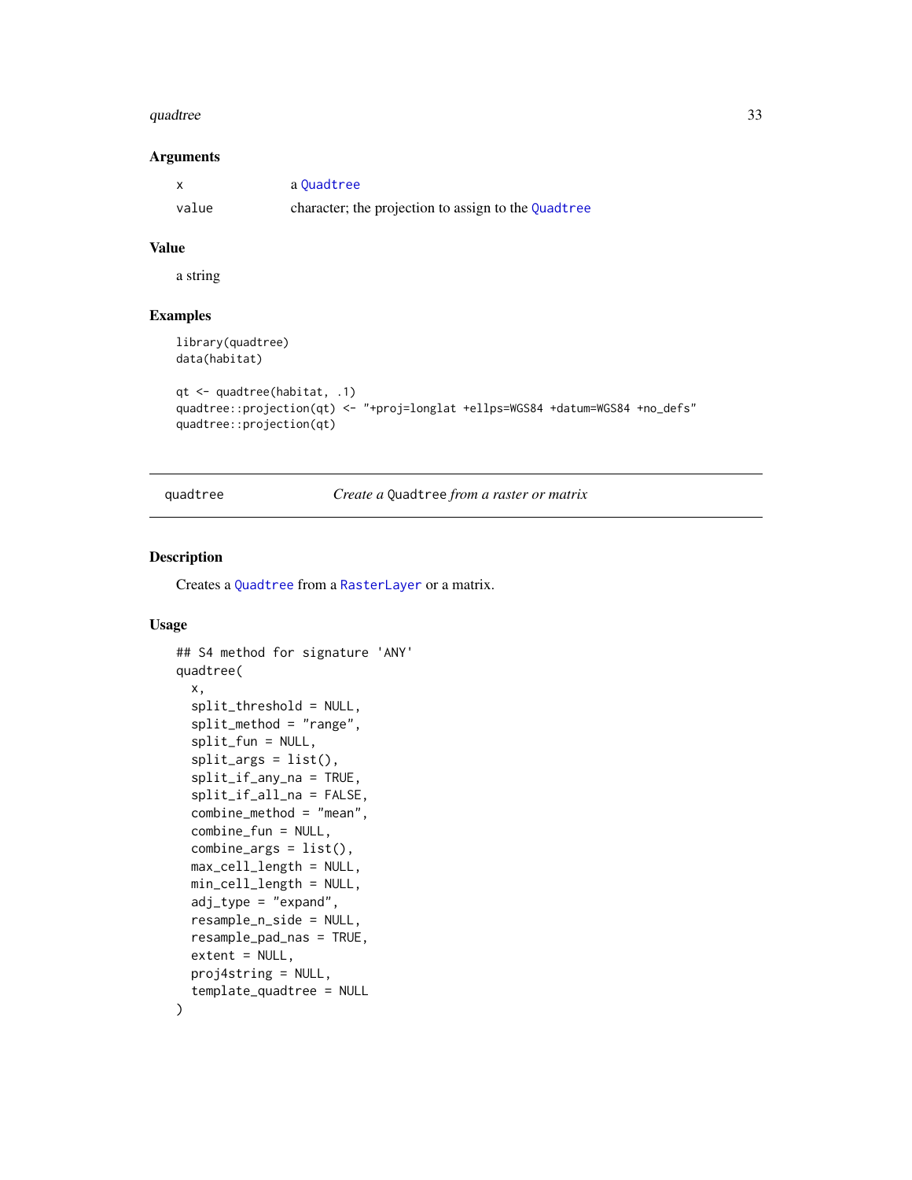### Arguments

| | |
|---|---|
| x | a Quadtree |
| value | character; the projection to assign to the Quadtree |

### Value

a string

### Examples

```
library(quadtree)
data(habitat)

qt <- quadtree(habitat, .1)
quadtree::projection(qt) <- "+proj=longlat +ellps=WGS84 +datum=WGS84 +no_defs"
quadtree::projection(qt)
```

---

## quadtree    *Create a* Quadtree *from a raster or matrix*

### Description

Creates a Quadtree from a RasterLayer or a matrix.

### Usage

```
## S4 method for signature 'ANY'
quadtree(
  x,
  split_threshold = NULL,
  split_method = "range",
  split_fun = NULL,
  split_args = list(),
  split_if_any_na = TRUE,
  split_if_all_na = FALSE,
  combine_method = "mean",
  combine_fun = NULL,
  combine_args = list(),
  max_cell_length = NULL,
  min_cell_length = NULL,
  adj_type = "expand",
  resample_n_side = NULL,
  resample_pad_nas = TRUE,
  extent = NULL,
  proj4string = NULL,
  template_quadtree = NULL
)
```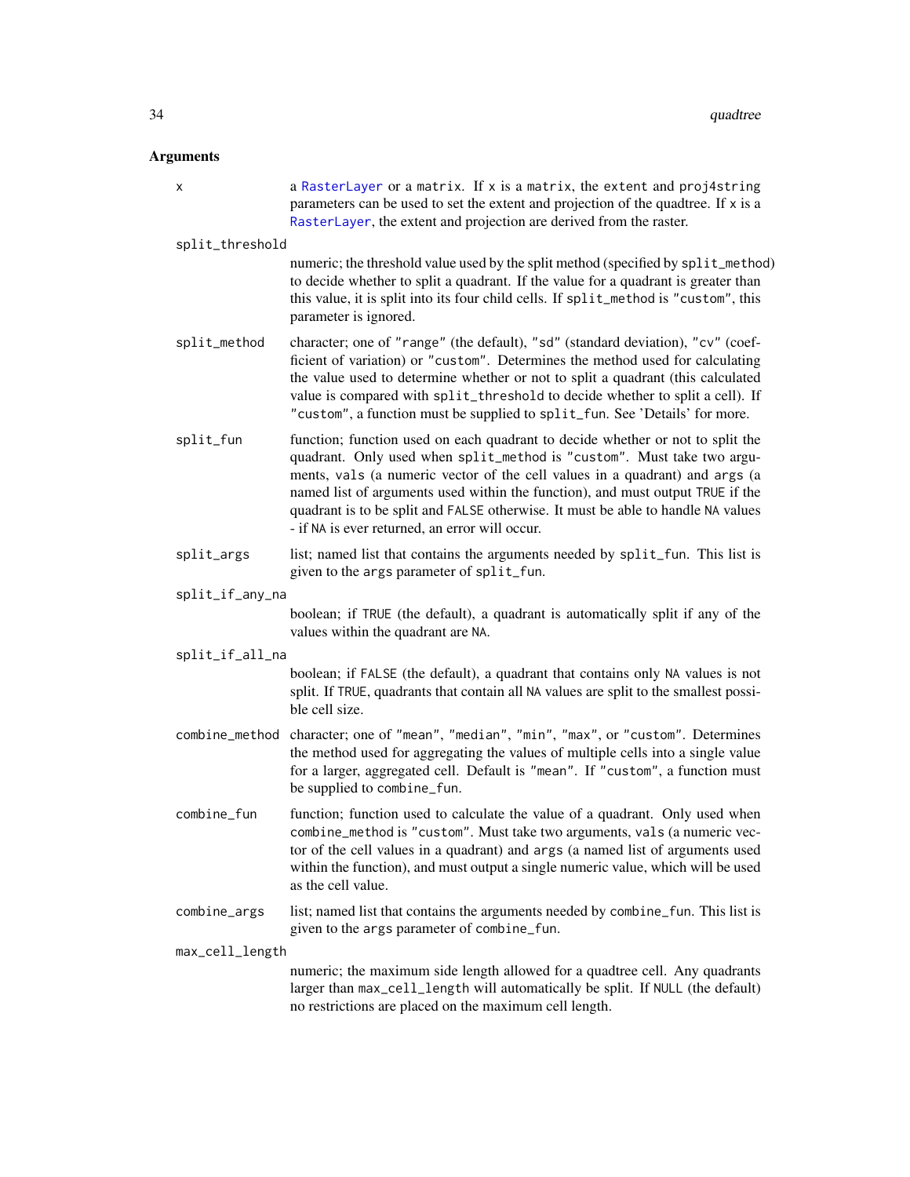## Arguments

x
: a RasterLayer or a matrix. If x is a matrix, the extent and proj4string parameters can be used to set the extent and projection of the quadtree. If x is a RasterLayer, the extent and projection are derived from the raster.

split_threshold
: numeric; the threshold value used by the split method (specified by split_method) to decide whether to split a quadrant. If the value for a quadrant is greater than this value, it is split into its four child cells. If split_method is "custom", this parameter is ignored.

split_method
: character; one of "range" (the default), "sd" (standard deviation), "cv" (coefficient of variation) or "custom". Determines the method used for calculating the value used to determine whether or not to split a quadrant (this calculated value is compared with split_threshold to decide whether to split a cell). If "custom", a function must be supplied to split_fun. See 'Details' for more.

split_fun
: function; function used on each quadrant to decide whether or not to split the quadrant. Only used when split_method is "custom". Must take two arguments, vals (a numeric vector of the cell values in a quadrant) and args (a named list of arguments used within the function), and must output TRUE if the quadrant is to be split and FALSE otherwise. It must be able to handle NA values - if NA is ever returned, an error will occur.

split_args
: list; named list that contains the arguments needed by split_fun. This list is given to the args parameter of split_fun.

split_if_any_na
: boolean; if TRUE (the default), a quadrant is automatically split if any of the values within the quadrant are NA.

split_if_all_na
: boolean; if FALSE (the default), a quadrant that contains only NA values is not split. If TRUE, quadrants that contain all NA values are split to the smallest possible cell size.

combine_method
: character; one of "mean", "median", "min", "max", or "custom". Determines the method used for aggregating the values of multiple cells into a single value for a larger, aggregated cell. Default is "mean". If "custom", a function must be supplied to combine_fun.

combine_fun
: function; function used to calculate the value of a quadrant. Only used when combine_method is "custom". Must take two arguments, vals (a numeric vector of the cell values in a quadrant) and args (a named list of arguments used within the function), and must output a single numeric value, which will be used as the cell value.

combine_args
: list; named list that contains the arguments needed by combine_fun. This list is given to the args parameter of combine_fun.

max_cell_length
: numeric; the maximum side length allowed for a quadtree cell. Any quadrants larger than max_cell_length will automatically be split. If NULL (the default) no restrictions are placed on the maximum cell length.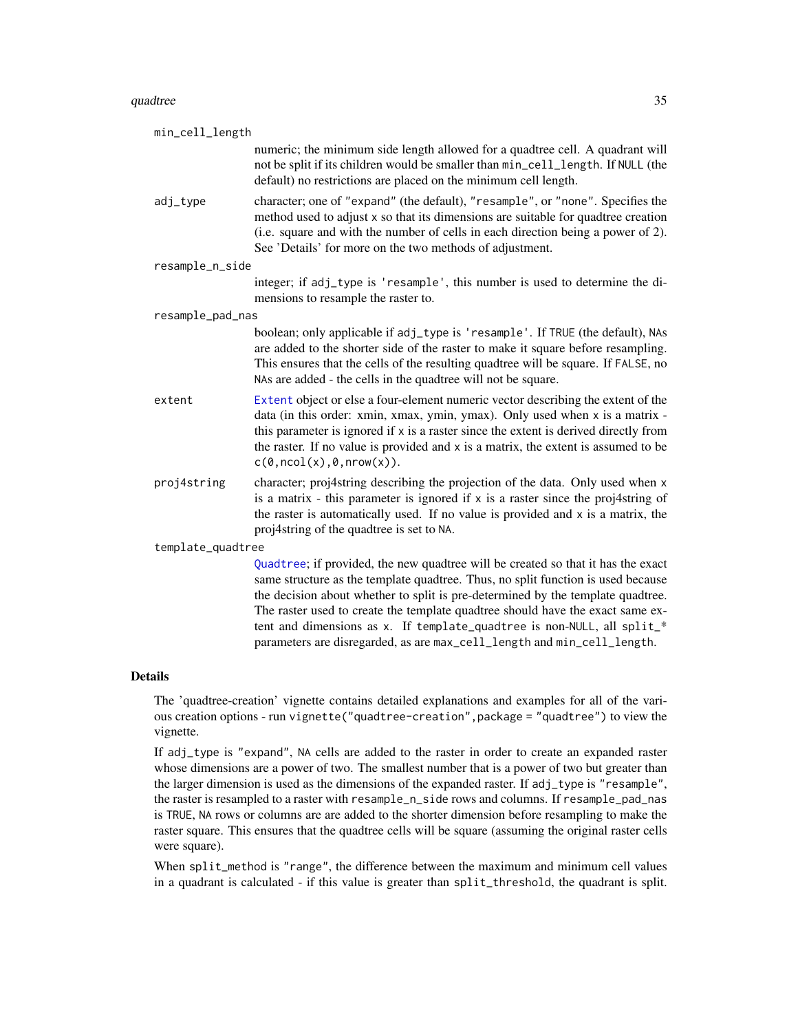`min_cell_length`
: numeric; the minimum side length allowed for a quadtree cell. A quadrant will not be split if its children would be smaller than `min_cell_length`. If `NULL` (the default) no restrictions are placed on the minimum cell length.

`adj_type`
: character; one of `"expand"` (the default), `"resample"`, or `"none"`. Specifies the method used to adjust `x` so that its dimensions are suitable for quadtree creation (i.e. square and with the number of cells in each direction being a power of 2). See 'Details' for more on the two methods of adjustment.

`resample_n_side`
: integer; if `adj_type` is `'resample'`, this number is used to determine the dimensions to resample the raster to.

`resample_pad_nas`
: boolean; only applicable if `adj_type` is `'resample'`. If `TRUE` (the default), `NA`s are added to the shorter side of the raster to make it square before resampling. This ensures that the cells of the resulting quadtree will be square. If `FALSE`, no `NA`s are added - the cells in the quadtree will not be square.

`extent`
: `Extent` object or else a four-element numeric vector describing the extent of the data (in this order: xmin, xmax, ymin, ymax). Only used when `x` is a matrix - this parameter is ignored if `x` is a raster since the extent is derived directly from the raster. If no value is provided and `x` is a matrix, the extent is assumed to be `c(0,ncol(x),0,nrow(x))`.

`proj4string`
: character; proj4string describing the projection of the data. Only used when `x` is a matrix - this parameter is ignored if `x` is a raster since the proj4string of the raster is automatically used. If no value is provided and `x` is a matrix, the proj4string of the quadtree is set to `NA`.

`template_quadtree`
: `Quadtree`; if provided, the new quadtree will be created so that it has the exact same structure as the template quadtree. Thus, no split function is used because the decision about whether to split is pre-determined by the template quadtree. The raster used to create the template quadtree should have the exact same extent and dimensions as `x`. If `template_quadtree` is non-`NULL`, all `split_*` parameters are disregarded, as are `max_cell_length` and `min_cell_length`.

## Details

The 'quadtree-creation' vignette contains detailed explanations and examples for all of the various creation options - run `vignette("quadtree-creation",package = "quadtree")` to view the vignette.

If `adj_type` is `"expand"`, `NA` cells are added to the raster in order to create an expanded raster whose dimensions are a power of two. The smallest number that is a power of two but greater than the larger dimension is used as the dimensions of the expanded raster. If `adj_type` is `"resample"`, the raster is resampled to a raster with `resample_n_side` rows and columns. If `resample_pad_nas` is `TRUE`, `NA` rows or columns are are added to the shorter dimension before resampling to make the raster square. This ensures that the quadtree cells will be square (assuming the original raster cells were square).

When `split_method` is `"range"`, the difference between the maximum and minimum cell values in a quadrant is calculated - if this value is greater than `split_threshold`, the quadrant is split.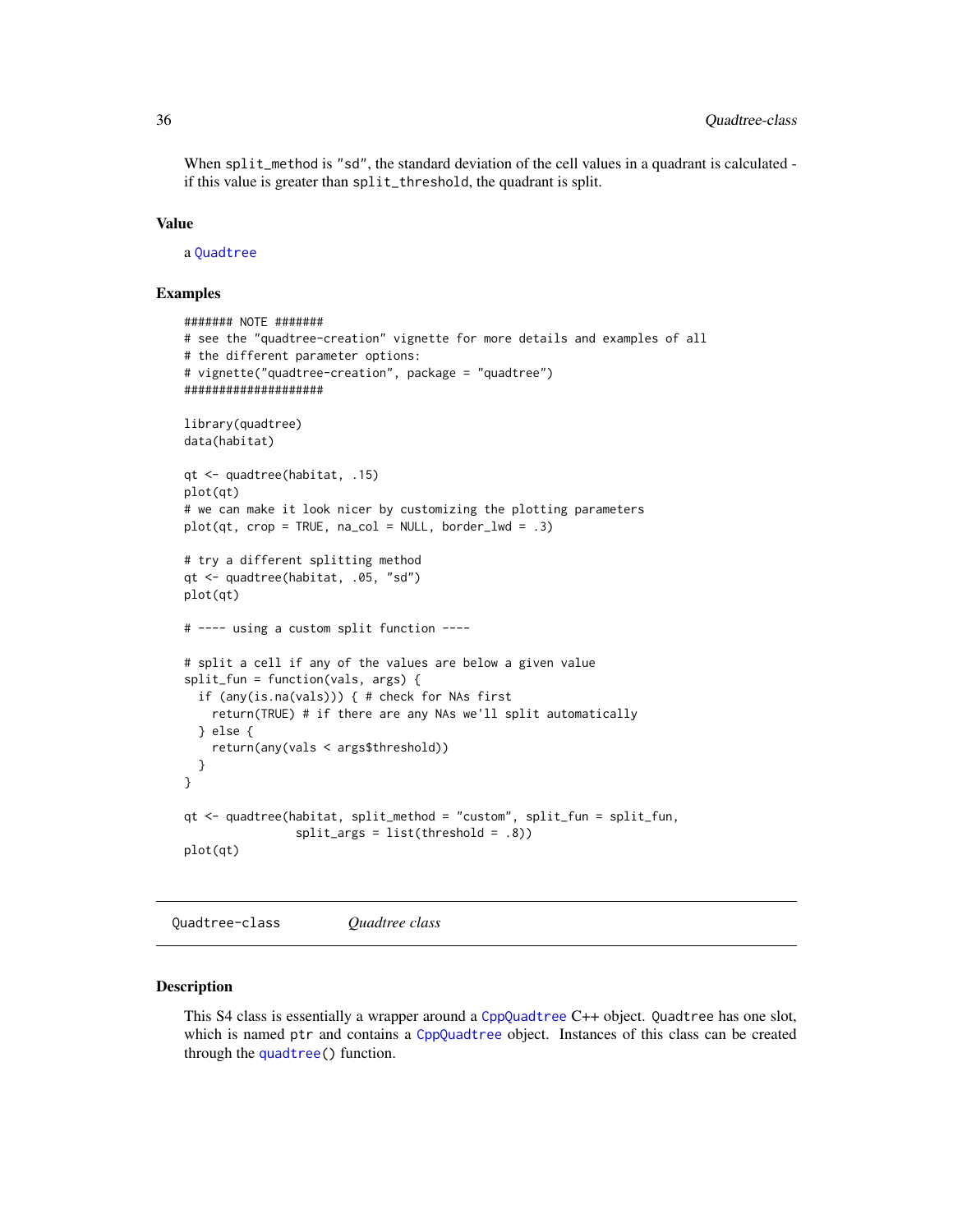When `split_method` is `"sd"`, the standard deviation of the cell values in a quadrant is calculated - if this value is greater than `split_threshold`, the quadrant is split.

## Value

a `Quadtree`

## Examples

```
####### NOTE #######
# see the "quadtree-creation" vignette for more details and examples of all
# the different parameter options:
# vignette("quadtree-creation", package = "quadtree")
####################

library(quadtree)
data(habitat)

qt <- quadtree(habitat, .15)
plot(qt)
# we can make it look nicer by customizing the plotting parameters
plot(qt, crop = TRUE, na_col = NULL, border_lwd = .3)

# try a different splitting method
qt <- quadtree(habitat, .05, "sd")
plot(qt)

# ---- using a custom split function ----

# split a cell if any of the values are below a given value
split_fun = function(vals, args) {
  if (any(is.na(vals))) { # check for NAs first
    return(TRUE) # if there are any NAs we'll split automatically
  } else {
    return(any(vals < args$threshold))
  }
}

qt <- quadtree(habitat, split_method = "custom", split_fun = split_fun,
               split_args = list(threshold = .8))
plot(qt)
```

---

# Quadtree-class *Quadtree class*

## Description

This S4 class is essentially a wrapper around a `CppQuadtree` C++ object. `Quadtree` has one slot, which is named `ptr` and contains a `CppQuadtree` object. Instances of this class can be created through the `quadtree()` function.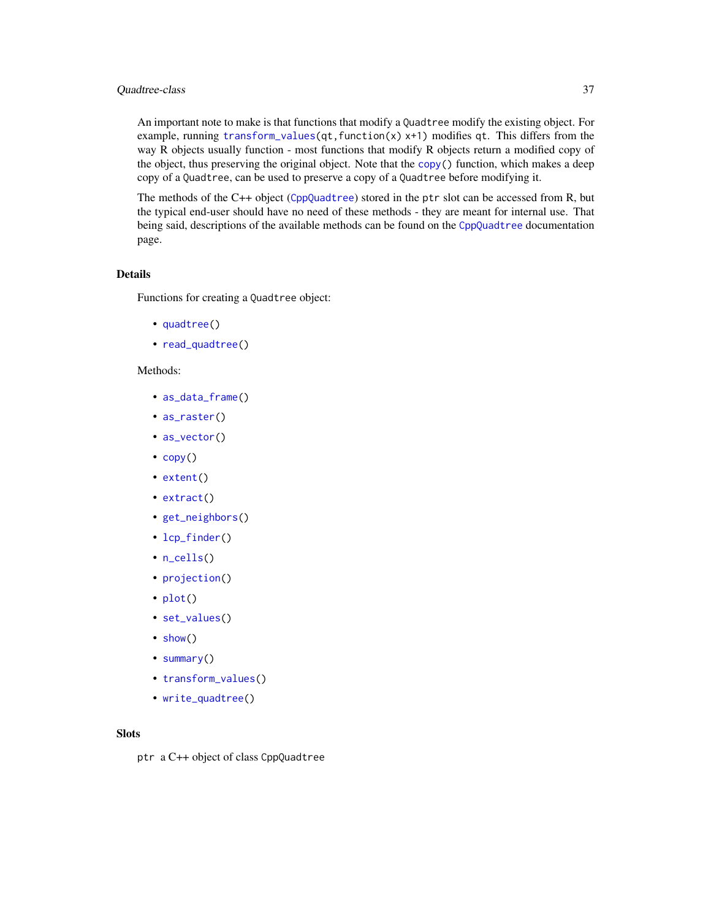An important note to make is that functions that modify a `Quadtree` modify the existing object. For example, running `transform_values(qt,function(x) x+1)` modifies `qt`. This differs from the way R objects usually function - most functions that modify R objects return a modified copy of the object, thus preserving the original object. Note that the `copy()` function, which makes a deep copy of a `Quadtree`, can be used to preserve a copy of a `Quadtree` before modifying it.

The methods of the C++ object (`CppQuadtree`) stored in the `ptr` slot can be accessed from R, but the typical end-user should have no need of these methods - they are meant for internal use. That being said, descriptions of the available methods can be found on the `CppQuadtree` documentation page.

### Details

Functions for creating a `Quadtree` object:

- `quadtree()`
- `read_quadtree()`

Methods:

- `as_data_frame()`
- `as_raster()`
- `as_vector()`
- `copy()`
- `extent()`
- `extract()`
- `get_neighbors()`
- `lcp_finder()`
- `n_cells()`
- `projection()`
- `plot()`
- `set_values()`
- `show()`
- `summary()`
- `transform_values()`
- `write_quadtree()`

### Slots

`ptr` a C++ object of class `CppQuadtree`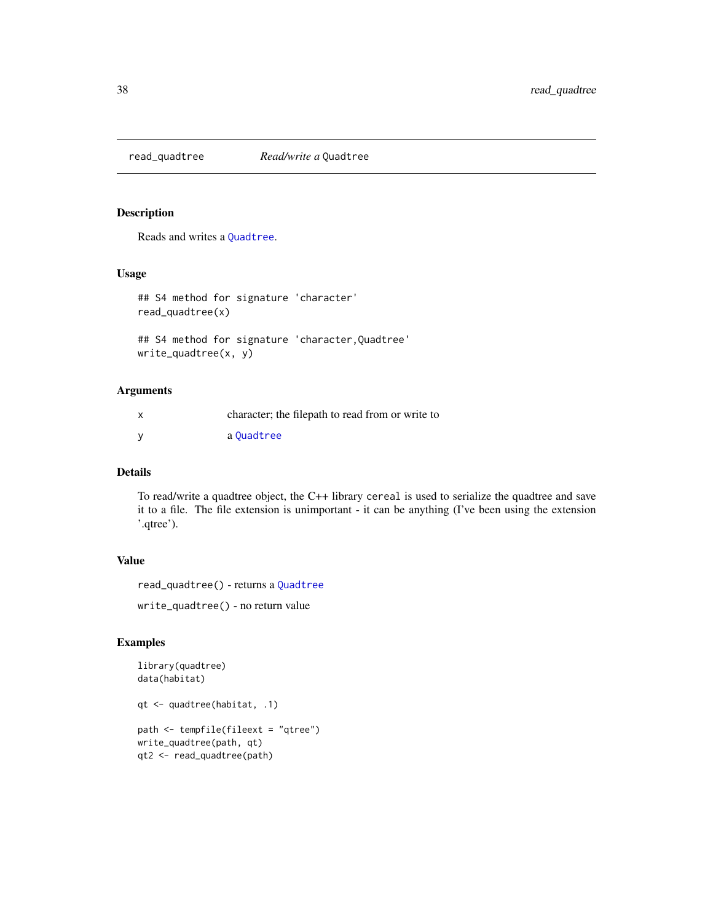# read_quadtree — *Read/write a* `Quadtree`

## Description

Reads and writes a `Quadtree`.

## Usage

```
## S4 method for signature 'character'
read_quadtree(x)

## S4 method for signature 'character,Quadtree'
write_quadtree(x, y)
```

## Arguments

| | |
|---|---|
| x | character; the filepath to read from or write to |
| y | a `Quadtree` |

## Details

To read/write a quadtree object, the C++ library `cereal` is used to serialize the quadtree and save it to a file. The file extension is unimportant - it can be anything (I've been using the extension '.qtree').

## Value

`read_quadtree()` - returns a `Quadtree`

`write_quadtree()` - no return value

## Examples

```
library(quadtree)
data(habitat)

qt <- quadtree(habitat, .1)

path <- tempfile(fileext = "qtree")
write_quadtree(path, qt)
qt2 <- read_quadtree(path)
```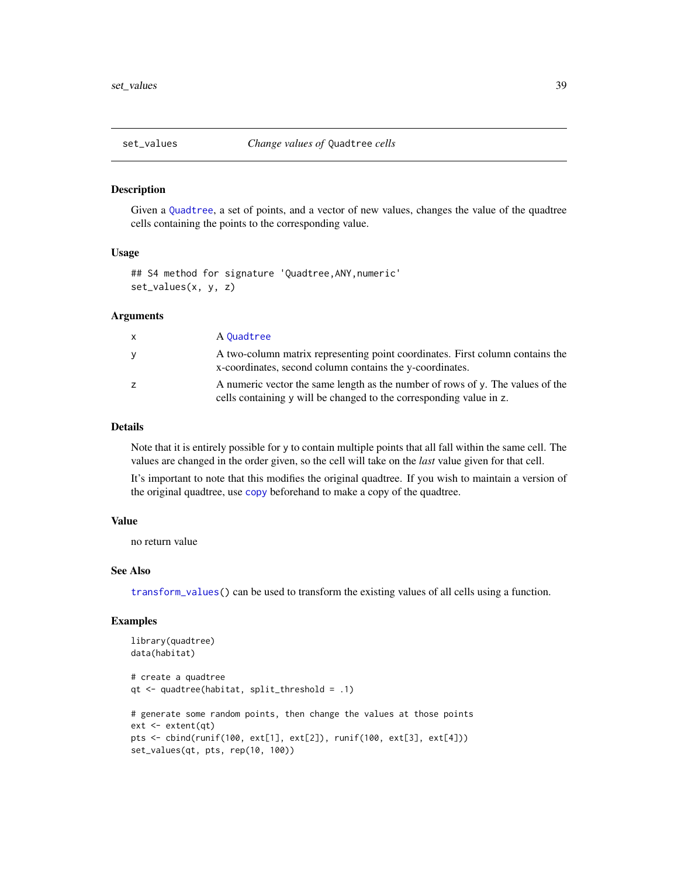## set_values — *Change values of* `Quadtree` *cells*

### Description

Given a `Quadtree`, a set of points, and a vector of new values, changes the value of the quadtree cells containing the points to the corresponding value.

### Usage

```
## S4 method for signature 'Quadtree,ANY,numeric'
set_values(x, y, z)
```

### Arguments

| | |
|---|---|
| `x` | A `Quadtree` |
| `y` | A two-column matrix representing point coordinates. First column contains the x-coordinates, second column contains the y-coordinates. |
| `z` | A numeric vector the same length as the number of rows of `y`. The values of the cells containing `y` will be changed to the corresponding value in `z`. |

### Details

Note that it is entirely possible for `y` to contain multiple points that all fall within the same cell. The values are changed in the order given, so the cell will take on the *last* value given for that cell.

It's important to note that this modifies the original quadtree. If you wish to maintain a version of the original quadtree, use `copy` beforehand to make a copy of the quadtree.

### Value

no return value

### See Also

`transform_values()` can be used to transform the existing values of all cells using a function.

### Examples

```
library(quadtree)
data(habitat)

# create a quadtree
qt <- quadtree(habitat, split_threshold = .1)

# generate some random points, then change the values at those points
ext <- extent(qt)
pts <- cbind(runif(100, ext[1], ext[2]), runif(100, ext[3], ext[4]))
set_values(qt, pts, rep(10, 100))
```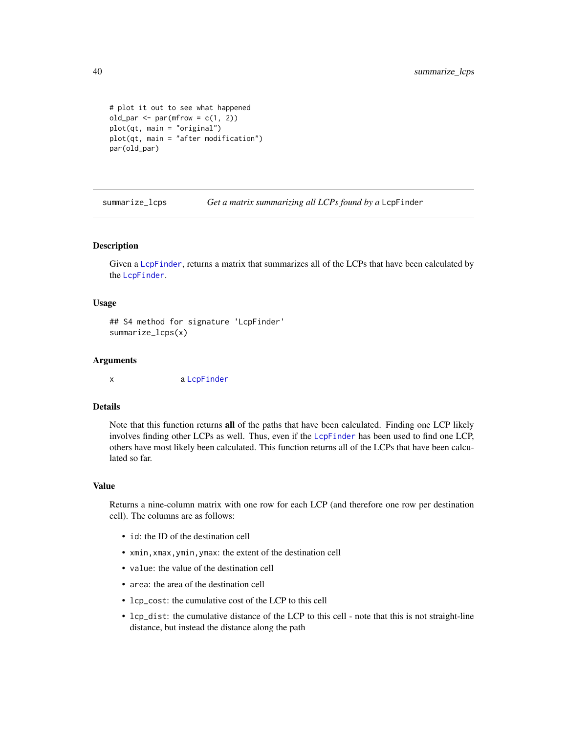```
# plot it out to see what happened
old_par <- par(mfrow = c(1, 2))
plot(qt, main = "original")
plot(qt, main = "after modification")
par(old_par)
```

## summarize_lcps — *Get a matrix summarizing all LCPs found by a* LcpFinder

### Description

Given a LcpFinder, returns a matrix that summarizes all of the LCPs that have been calculated by the LcpFinder.

### Usage

```
## S4 method for signature 'LcpFinder'
summarize_lcps(x)
```

### Arguments

| | |
|---|---|
| x | a LcpFinder |

### Details

Note that this function returns **all** of the paths that have been calculated. Finding one LCP likely involves finding other LCPs as well. Thus, even if the LcpFinder has been used to find one LCP, others have most likely been calculated. This function returns all of the LCPs that have been calculated so far.

### Value

Returns a nine-column matrix with one row for each LCP (and therefore one row per destination cell). The columns are as follows:

- `id`: the ID of the destination cell
- `xmin,xmax,ymin,ymax`: the extent of the destination cell
- `value`: the value of the destination cell
- `area`: the area of the destination cell
- `lcp_cost`: the cumulative cost of the LCP to this cell
- `lcp_dist`: the cumulative distance of the LCP to this cell - note that this is not straight-line distance, but instead the distance along the path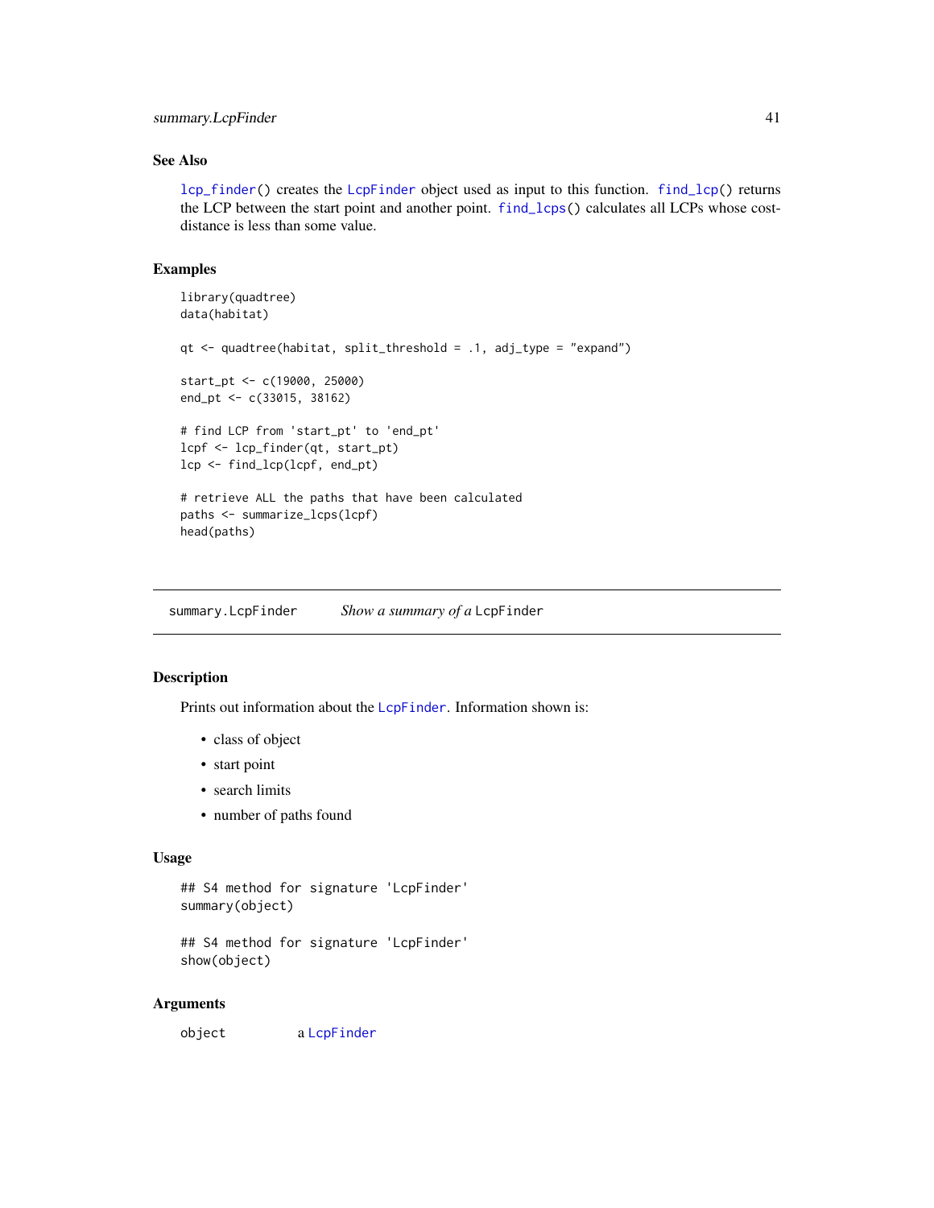## See Also

`lcp_finder()` creates the `LcpFinder` object used as input to this function. `find_lcp()` returns the LCP between the start point and another point. `find_lcps()` calculates all LCPs whose cost-distance is less than some value.

## Examples

```
library(quadtree)
data(habitat)

qt <- quadtree(habitat, split_threshold = .1, adj_type = "expand")

start_pt <- c(19000, 25000)
end_pt <- c(33015, 38162)

# find LCP from 'start_pt' to 'end_pt'
lcpf <- lcp_finder(qt, start_pt)
lcp <- find_lcp(lcpf, end_pt)

# retrieve ALL the paths that have been calculated
paths <- summarize_lcps(lcpf)
head(paths)
```

---

# summary.LcpFinder    *Show a summary of a* `LcpFinder`

## Description

Prints out information about the `LcpFinder`. Information shown is:

- class of object
- start point
- search limits
- number of paths found

## Usage

```
## S4 method for signature 'LcpFinder'
summary(object)

## S4 method for signature 'LcpFinder'
show(object)
```

## Arguments

| | |
|---|---|
| `object` | a `LcpFinder` |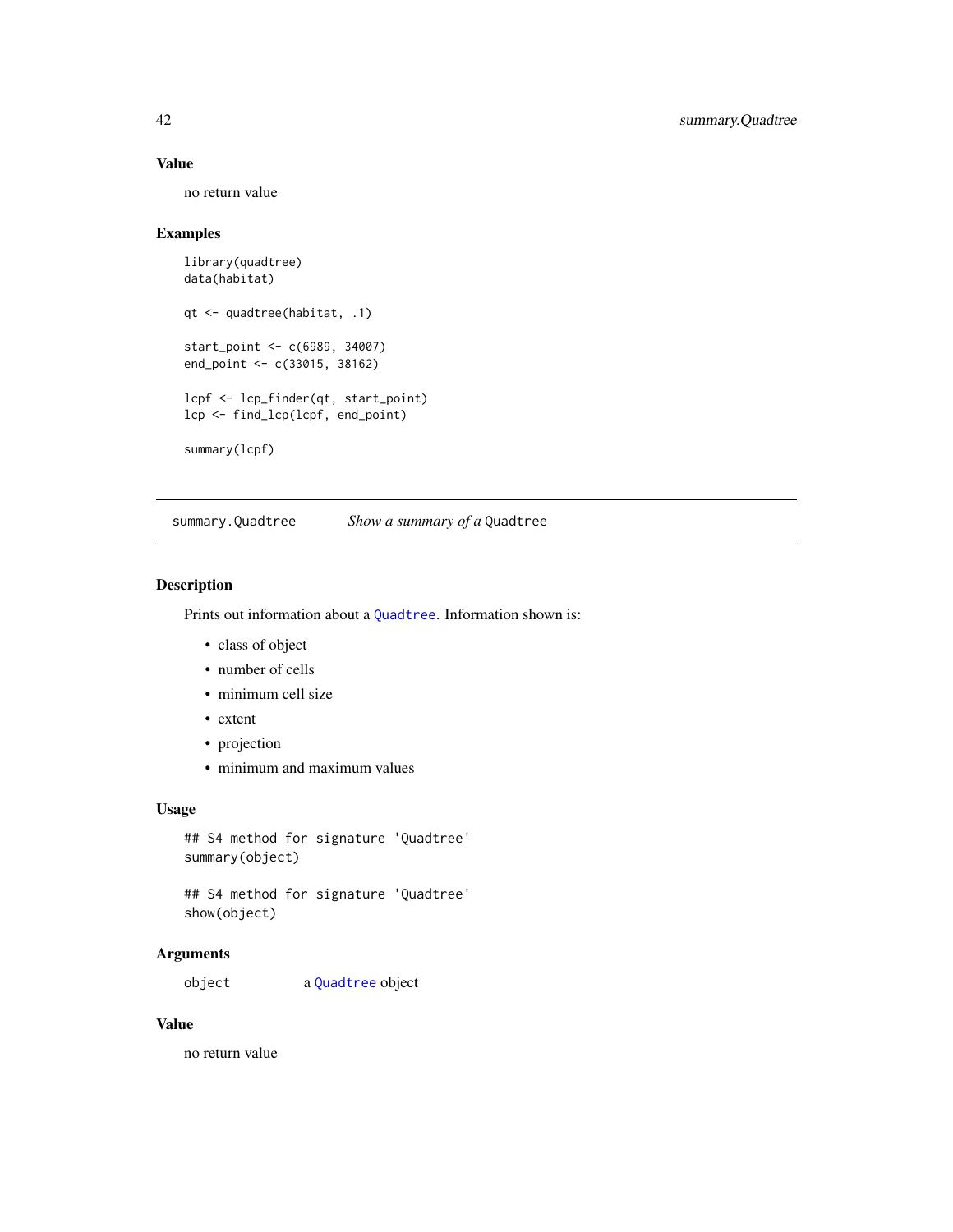### Value

no return value

### Examples

```
library(quadtree)
data(habitat)

qt <- quadtree(habitat, .1)

start_point <- c(6989, 34007)
end_point <- c(33015, 38162)

lcpf <- lcp_finder(qt, start_point)
lcp <- find_lcp(lcpf, end_point)

summary(lcpf)
```

---

## summary.Quadtree — *Show a summary of a* `Quadtree`

### Description

Prints out information about a `Quadtree`. Information shown is:

- class of object
- number of cells
- minimum cell size
- extent
- projection
- minimum and maximum values

### Usage

```
## S4 method for signature 'Quadtree'
summary(object)

## S4 method for signature 'Quadtree'
show(object)
```

### Arguments

| | |
|---|---|
| `object` | a `Quadtree` object |

### Value

no return value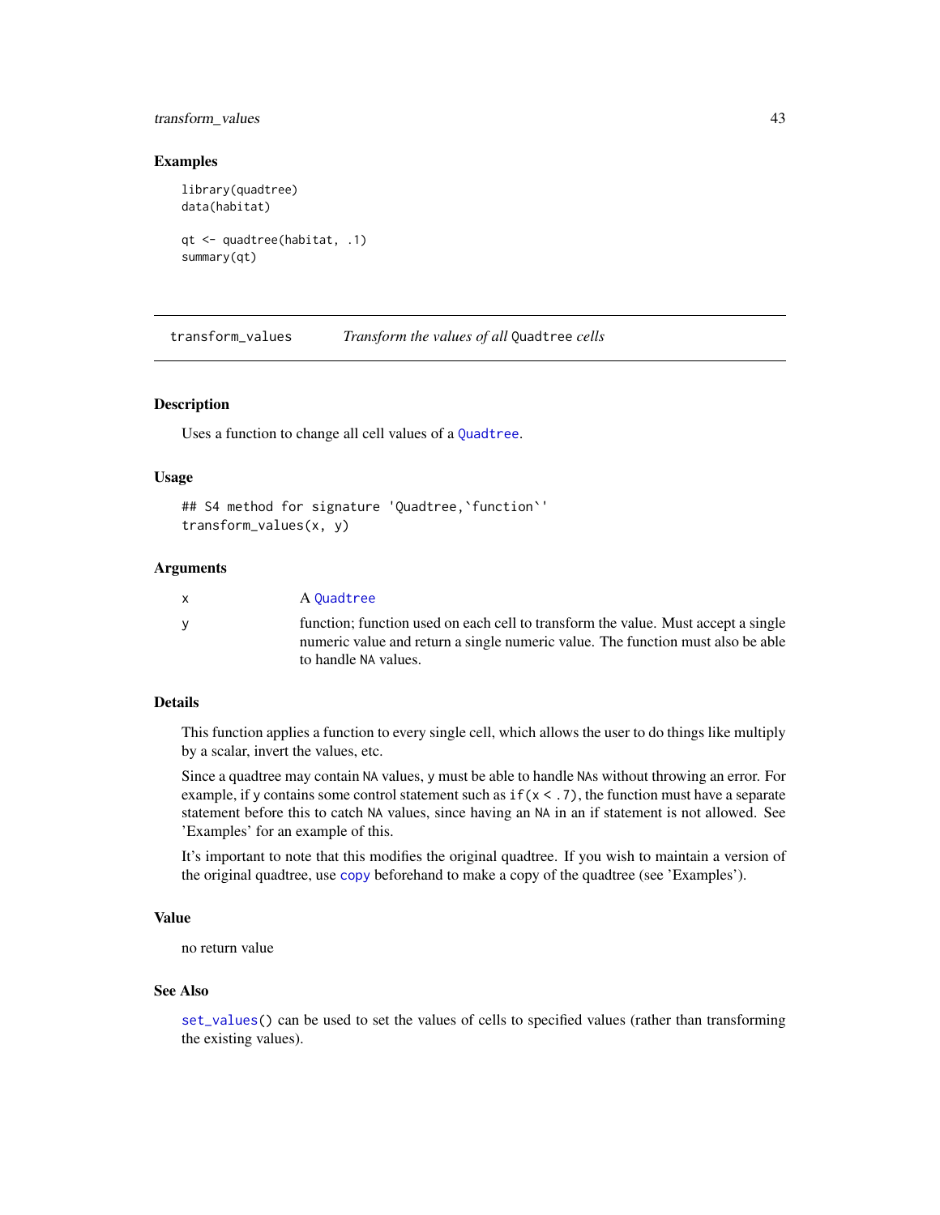### Examples

```
library(quadtree)
data(habitat)

qt <- quadtree(habitat, .1)
summary(qt)
```

---

## transform_values    *Transform the values of all* Quadtree *cells*

---

### Description

Uses a function to change all cell values of a Quadtree.

### Usage

```
## S4 method for signature 'Quadtree,`function`'
transform_values(x, y)
```

### Arguments

| | |
|---|---|
| x | A Quadtree |
| y | function; function used on each cell to transform the value. Must accept a single numeric value and return a single numeric value. The function must also be able to handle NA values. |

### Details

This function applies a function to every single cell, which allows the user to do things like multiply by a scalar, invert the values, etc.

Since a quadtree may contain NA values, y must be able to handle NAs without throwing an error. For example, if y contains some control statement such as `if(x < .7)`, the function must have a separate statement before this to catch NA values, since having an NA in an if statement is not allowed. See 'Examples' for an example of this.

It's important to note that this modifies the original quadtree. If you wish to maintain a version of the original quadtree, use copy beforehand to make a copy of the quadtree (see 'Examples').

### Value

no return value

### See Also

`set_values()` can be used to set the values of cells to specified values (rather than transforming the existing values).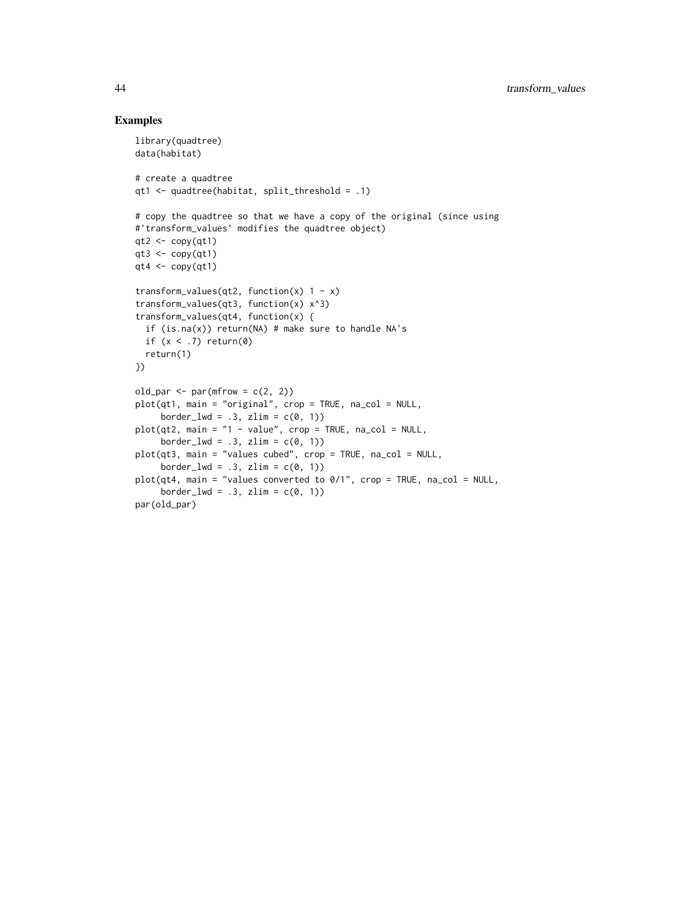## Examples

```
library(quadtree)
data(habitat)

# create a quadtree
qt1 <- quadtree(habitat, split_threshold = .1)

# copy the quadtree so that we have a copy of the original (since using
#'transform_values' modifies the quadtree object)
qt2 <- copy(qt1)
qt3 <- copy(qt1)
qt4 <- copy(qt1)

transform_values(qt2, function(x) 1 - x)
transform_values(qt3, function(x) x^3)
transform_values(qt4, function(x) {
  if (is.na(x)) return(NA) # make sure to handle NA's
  if (x < .7) return(0)
  return(1)
})

old_par <- par(mfrow = c(2, 2))
plot(qt1, main = "original", crop = TRUE, na_col = NULL,
     border_lwd = .3, zlim = c(0, 1))
plot(qt2, main = "1 - value", crop = TRUE, na_col = NULL,
     border_lwd = .3, zlim = c(0, 1))
plot(qt3, main = "values cubed", crop = TRUE, na_col = NULL,
     border_lwd = .3, zlim = c(0, 1))
plot(qt4, main = "values converted to 0/1", crop = TRUE, na_col = NULL,
     border_lwd = .3, zlim = c(0, 1))
par(old_par)
```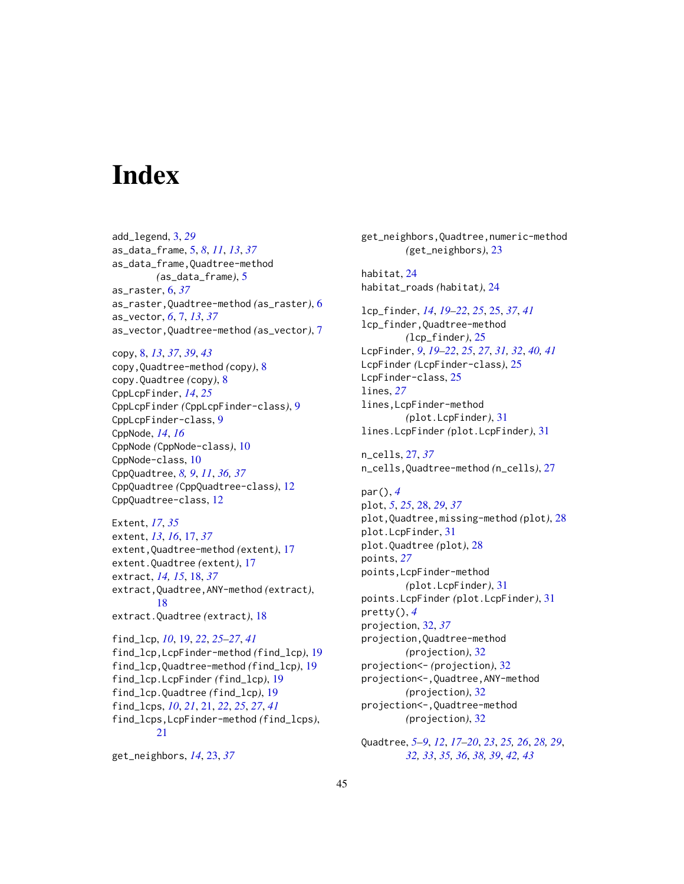# Index

add_legend, 3, *29*
as_data_frame, 5, *8*, *11*, *13*, *37*
as_data_frame,Quadtree-method *(as_data_frame)*, 5
as_raster, 6, *37*
as_raster,Quadtree-method *(as_raster)*, 6
as_vector, *6*, 7, *13*, *37*
as_vector,Quadtree-method *(as_vector)*, 7

copy, 8, *13*, *37*, *39*, *43*
copy,Quadtree-method *(copy)*, 8
copy.Quadtree *(copy)*, 8
CppLcpFinder, *14*, *25*
CppLcpFinder *(CppLcpFinder-class)*, 9
CppLcpFinder-class, 9
CppNode, *14*, *16*
CppNode *(CppNode-class)*, 10
CppNode-class, 10
CppQuadtree, *8*, *9*, *11*, *36*, *37*
CppQuadtree *(CppQuadtree-class)*, 12
CppQuadtree-class, 12

Extent, *17*, *35*
extent, *13*, *16*, 17, *37*
extent,Quadtree-method *(extent)*, 17
extent.Quadtree *(extent)*, 17
extract, *14*, *15*, 18, *37*
extract,Quadtree,ANY-method *(extract)*, 18
extract.Quadtree *(extract)*, 18

find_lcp, *10*, 19, *22*, *25–27*, *41*
find_lcp,LcpFinder-method *(find_lcp)*, 19
find_lcp,Quadtree-method *(find_lcp)*, 19
find_lcp.LcpFinder *(find_lcp)*, 19
find_lcp.Quadtree *(find_lcp)*, 19
find_lcps, *10*, *21*, 21, *22*, *25*, *27*, *41*
find_lcps,LcpFinder-method *(find_lcps)*, 21

get_neighbors, *14*, 23, *37*
get_neighbors,Quadtree,numeric-method *(get_neighbors)*, 23

habitat, 24
habitat_roads *(habitat)*, 24

lcp_finder, *14*, *19–22*, *25*, 25, *37*, *41*
lcp_finder,Quadtree-method *(lcp_finder)*, 25
LcpFinder, *9*, *19–22*, *25*, *27*, *31*, *32*, *40*, *41*
LcpFinder *(LcpFinder-class)*, 25
LcpFinder-class, 25
lines, *27*
lines,LcpFinder-method *(plot.LcpFinder)*, 31
lines.LcpFinder *(plot.LcpFinder)*, 31

n_cells, 27, *37*
n_cells,Quadtree-method *(n_cells)*, 27

par(), *4*
plot, *5*, *25*, 28, *29*, *37*
plot,Quadtree,missing-method *(plot)*, 28
plot.LcpFinder, 31
plot.Quadtree *(plot)*, 28
points, *27*
points,LcpFinder-method *(plot.LcpFinder)*, 31
points.LcpFinder *(plot.LcpFinder)*, 31
pretty(), *4*
projection, 32, *37*
projection,Quadtree-method *(projection)*, 32
projection<- *(projection)*, 32
projection<-,Quadtree,ANY-method *(projection)*, 32
projection<-,Quadtree-method *(projection)*, 32

Quadtree, *5–9*, *12*, *17–20*, *23*, *25*, *26*, *28*, *29*, *32*, *33*, *35*, *36*, *38*, *39*, *42*, *43*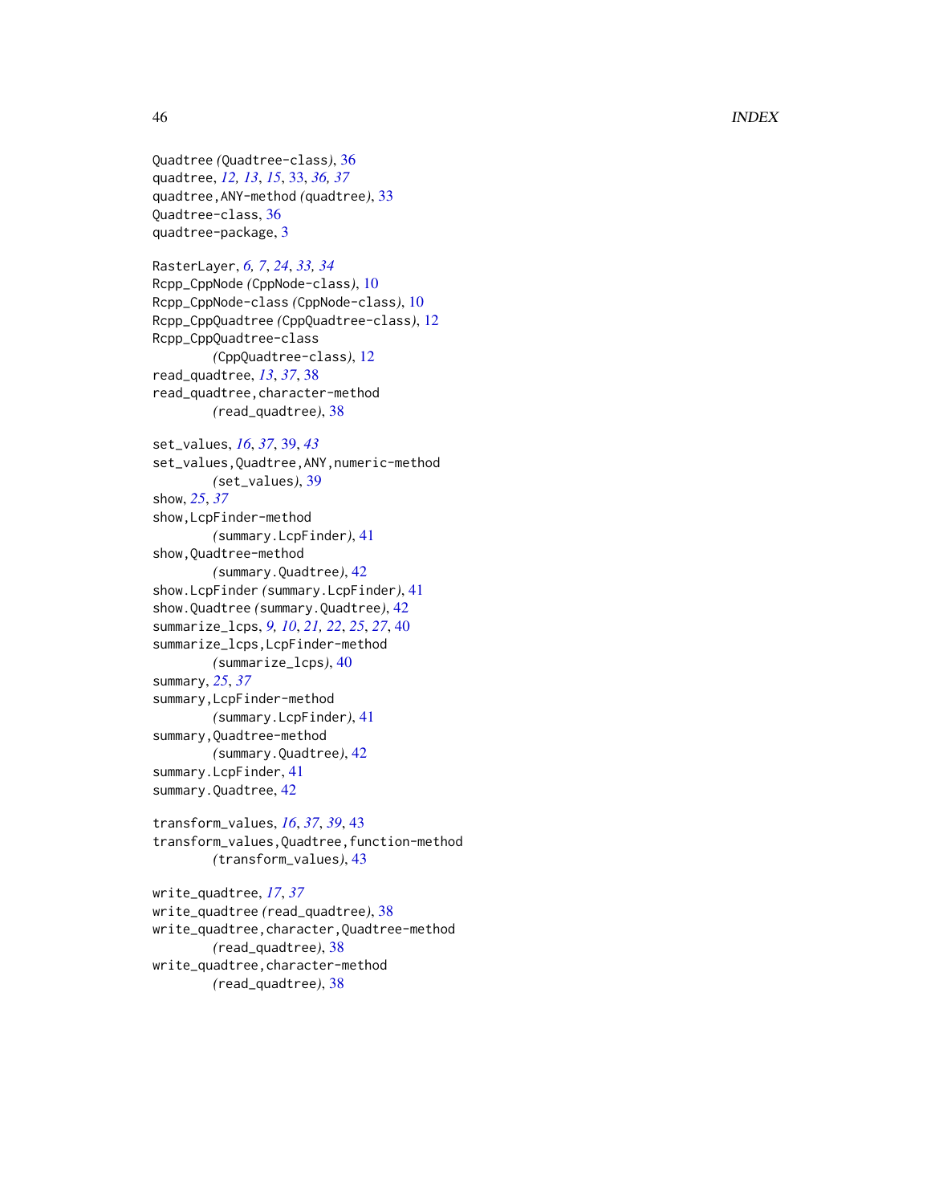Quadtree *(*Quadtree-class*)*, 36
quadtree, *12, 13*, *15*, 33, *36, 37*
quadtree,ANY-method *(*quadtree*)*, 33
Quadtree-class, 36
quadtree-package, 3

RasterLayer, *6, 7*, *24*, *33, 34*
Rcpp_CppNode *(*CppNode-class*)*, 10
Rcpp_CppNode-class *(*CppNode-class*)*, 10
Rcpp_CppQuadtree *(*CppQuadtree-class*)*, 12
Rcpp_CppQuadtree-class
        *(*CppQuadtree-class*)*, 12
read_quadtree, *13*, *37*, 38
read_quadtree,character-method
        *(*read_quadtree*)*, 38

set_values, *16*, *37*, 39, *43*
set_values,Quadtree,ANY,numeric-method
        *(*set_values*)*, 39
show, *25*, *37*
show,LcpFinder-method
        *(*summary.LcpFinder*)*, 41
show,Quadtree-method
        *(*summary.Quadtree*)*, 42
show.LcpFinder *(*summary.LcpFinder*)*, 41
show.Quadtree *(*summary.Quadtree*)*, 42
summarize_lcps, *9, 10*, *21, 22*, *25*, *27*, 40
summarize_lcps,LcpFinder-method
        *(*summarize_lcps*)*, 40
summary, *25*, *37*
summary,LcpFinder-method
        *(*summary.LcpFinder*)*, 41
summary,Quadtree-method
        *(*summary.Quadtree*)*, 42
summary.LcpFinder, 41
summary.Quadtree, 42

transform_values, *16*, *37*, *39*, 43
transform_values,Quadtree,function-method
        *(*transform_values*)*, 43

write_quadtree, *17*, *37*
write_quadtree *(*read_quadtree*)*, 38
write_quadtree,character,Quadtree-method
        *(*read_quadtree*)*, 38
write_quadtree,character-method
        *(*read_quadtree*)*, 38